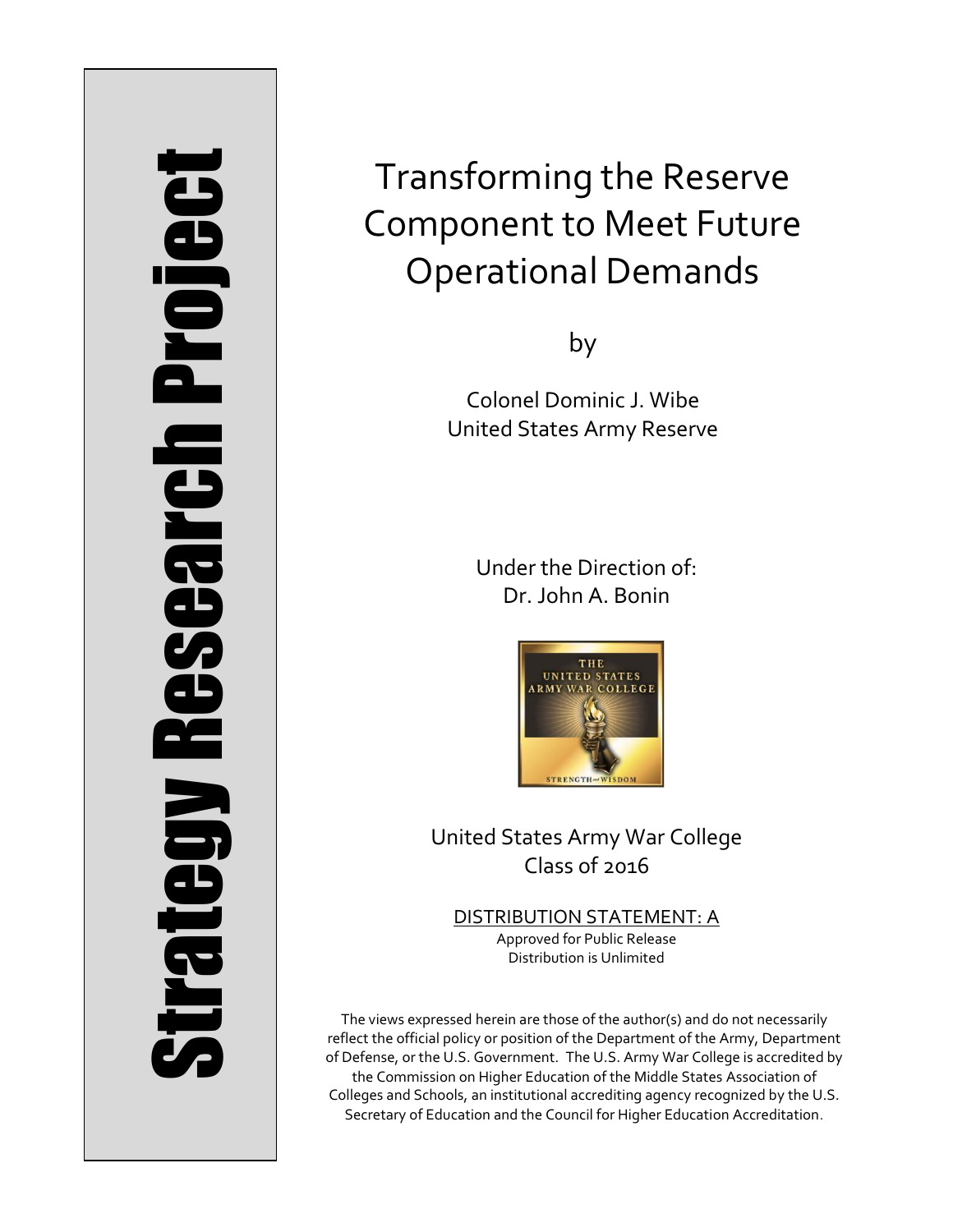Strategy Research Project

# Transforming the Reserve Component to Meet Future Operational Demands

by

Colonel Dominic J. Wibe
United States Army Reserve

Under the Direction of:
Dr. John A. Bonin

United States Army War College
Class of 2016

DISTRIBUTION STATEMENT: A
Approved for Public Release
Distribution is Unlimited

The views expressed herein are those of the author(s) and do not necessarily reflect the official policy or position of the Department of the Army, Department of Defense, or the U.S. Government. The U.S. Army War College is accredited by the Commission on Higher Education of the Middle States Association of Colleges and Schools, an institutional accrediting agency recognized by the U.S. Secretary of Education and the Council for Higher Education Accreditation.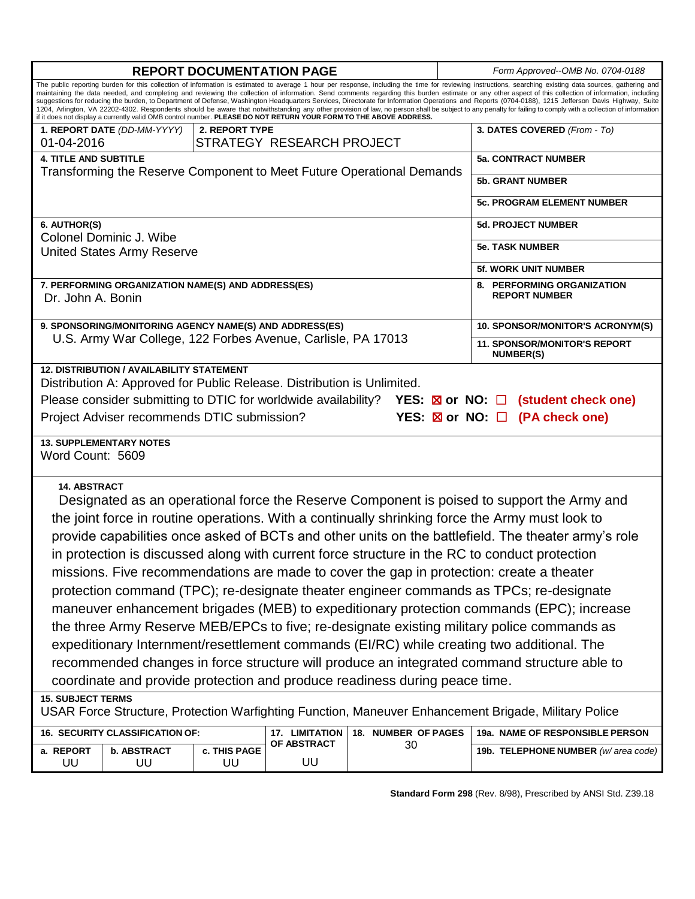# REPORT DOCUMENTATION PAGE

*Form Approved--OMB No. 0704-0188*

The public reporting burden for this collection of information is estimated to average 1 hour per response, including the time for reviewing instructions, searching existing data sources, gathering and maintaining the data needed, and completing and reviewing the collection of information. Send comments regarding this burden estimate or any other aspect of this collection of information, including suggestions for reducing the burden, to Department of Defense, Washington Headquarters Services, Directorate for Information Operations and Reports (0704-0188), 1215 Jefferson Davis Highway, Suite 1204, Arlington, VA 22202-4302. Respondents should be aware that notwithstanding any other provision of law, no person shall be subject to any penalty for failing to comply with a collection of information if it does not display a currently valid OMB control number. **PLEASE DO NOT RETURN YOUR FORM TO THE ABOVE ADDRESS.**

| | | |
|---|---|---|
| **1. REPORT DATE** *(DD-MM-YYYY)* 01-04-2016 | **2. REPORT TYPE** STRATEGY RESEARCH PROJECT | **3. DATES COVERED** *(From - To)* |
| **4. TITLE AND SUBTITLE** Transforming the Reserve Component to Meet Future Operational Demands | | **5a. CONTRACT NUMBER** |
| | | **5b. GRANT NUMBER** |
| | | **5c. PROGRAM ELEMENT NUMBER** |
| **6. AUTHOR(S)** Colonel Dominic J. Wibe, United States Army Reserve | | **5d. PROJECT NUMBER** |
| | | **5e. TASK NUMBER** |
| | | **5f. WORK UNIT NUMBER** |
| **7. PERFORMING ORGANIZATION NAME(S) AND ADDRESS(ES)** Dr. John A. Bonin | | **8. PERFORMING ORGANIZATION REPORT NUMBER** |
| **9. SPONSORING/MONITORING AGENCY NAME(S) AND ADDRESS(ES)** U.S. Army War College, 122 Forbes Avenue, Carlisle, PA 17013 | | **10. SPONSOR/MONITOR'S ACRONYM(S)** |
| | | **11. SPONSOR/MONITOR'S REPORT NUMBER(S)** |

**12. DISTRIBUTION / AVAILABILITY STATEMENT**

Distribution A: Approved for Public Release. Distribution is Unlimited.

Please consider submitting to DTIC for worldwide availability? **YES: ☒ or NO: ☐ (student check one)**

Project Adviser recommends DTIC submission? **YES: ☒ or NO: ☐ (PA check one)**

**13. SUPPLEMENTARY NOTES**

Word Count: 5609

**14. ABSTRACT**

Designated as an operational force the Reserve Component is poised to support the Army and the joint force in routine operations. With a continually shrinking force the Army must look to provide capabilities once asked of BCTs and other units on the battlefield. The theater army's role in protection is discussed along with current force structure in the RC to conduct protection missions. Five recommendations are made to cover the gap in protection: create a theater protection command (TPC); re-designate theater engineer commands as TPCs; re-designate maneuver enhancement brigades (MEB) to expeditionary protection commands (EPC); increase the three Army Reserve MEB/EPCs to five; re-designate existing military police commands as expeditionary Internment/resettlement commands (EI/RC) while creating two additional. The recommended changes in force structure will produce an integrated command structure able to coordinate and provide protection and produce readiness during peace time.

**15. SUBJECT TERMS**

USAR Force Structure, Protection Warfighting Function, Maneuver Enhancement Brigade, Military Police

| **16. SECURITY CLASSIFICATION OF:** | | | **17. LIMITATION OF ABSTRACT** | **18. NUMBER OF PAGES** | **19a. NAME OF RESPONSIBLE PERSON** |
|---|---|---|---|---|---|
| **a. REPORT** | **b. ABSTRACT** | **c. THIS PAGE** | | 30 | **19b. TELEPHONE NUMBER** *(w/ area code)* |
| UU | UU | UU | UU | | |

**Standard Form 298** (Rev. 8/98), Prescribed by ANSI Std. Z39.18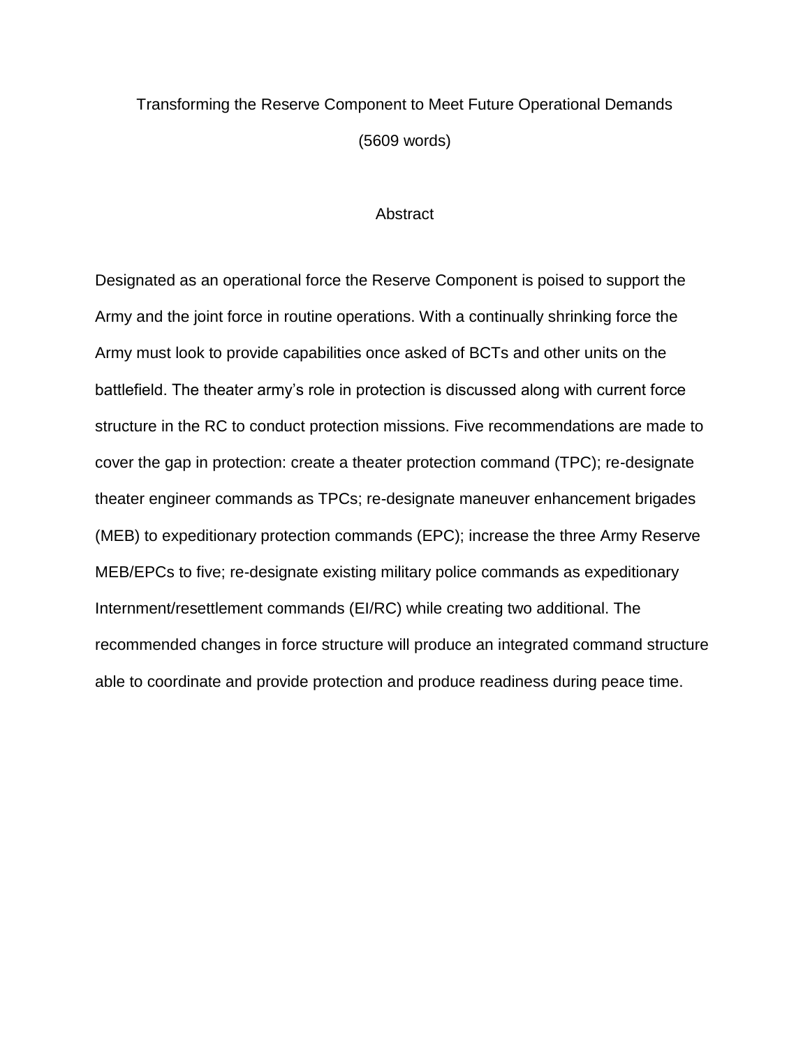Transforming the Reserve Component to Meet Future Operational Demands

(5609 words)

## Abstract

Designated as an operational force the Reserve Component is poised to support the Army and the joint force in routine operations. With a continually shrinking force the Army must look to provide capabilities once asked of BCTs and other units on the battlefield. The theater army's role in protection is discussed along with current force structure in the RC to conduct protection missions. Five recommendations are made to cover the gap in protection: create a theater protection command (TPC); re-designate theater engineer commands as TPCs; re-designate maneuver enhancement brigades (MEB) to expeditionary protection commands (EPC); increase the three Army Reserve MEB/EPCs to five; re-designate existing military police commands as expeditionary Internment/resettlement commands (EI/RC) while creating two additional. The recommended changes in force structure will produce an integrated command structure able to coordinate and provide protection and produce readiness during peace time.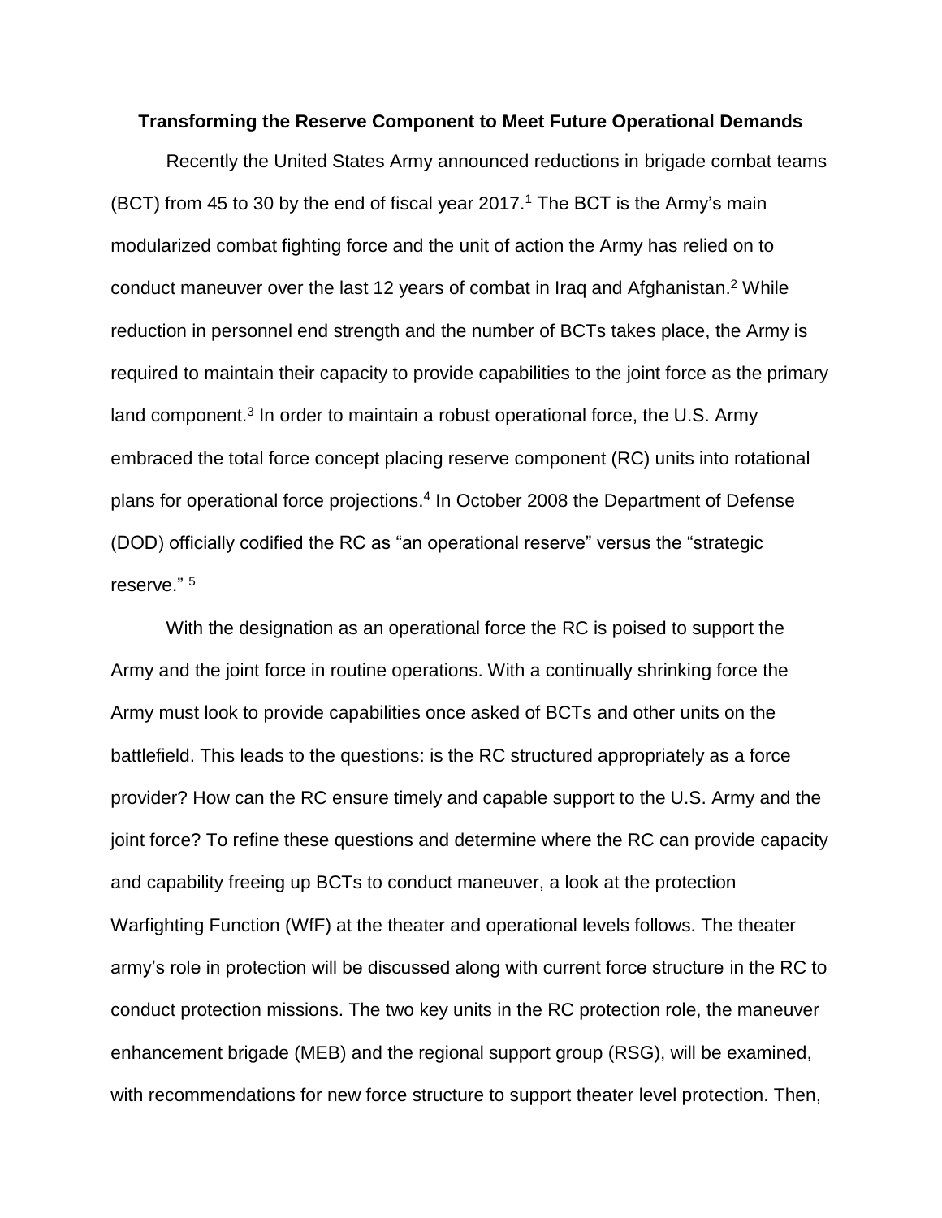**Transforming the Reserve Component to Meet Future Operational Demands**

Recently the United States Army announced reductions in brigade combat teams (BCT) from 45 to 30 by the end of fiscal year 2017.[1] The BCT is the Army's main modularized combat fighting force and the unit of action the Army has relied on to conduct maneuver over the last 12 years of combat in Iraq and Afghanistan.[2] While reduction in personnel end strength and the number of BCTs takes place, the Army is required to maintain their capacity to provide capabilities to the joint force as the primary land component.[3] In order to maintain a robust operational force, the U.S. Army embraced the total force concept placing reserve component (RC) units into rotational plans for operational force projections.[4] In October 2008 the Department of Defense (DOD) officially codified the RC as "an operational reserve" versus the "strategic reserve." [5]

With the designation as an operational force the RC is poised to support the Army and the joint force in routine operations. With a continually shrinking force the Army must look to provide capabilities once asked of BCTs and other units on the battlefield. This leads to the questions: is the RC structured appropriately as a force provider? How can the RC ensure timely and capable support to the U.S. Army and the joint force? To refine these questions and determine where the RC can provide capacity and capability freeing up BCTs to conduct maneuver, a look at the protection Warfighting Function (WfF) at the theater and operational levels follows. The theater army's role in protection will be discussed along with current force structure in the RC to conduct protection missions. The two key units in the RC protection role, the maneuver enhancement brigade (MEB) and the regional support group (RSG), will be examined, with recommendations for new force structure to support theater level protection. Then,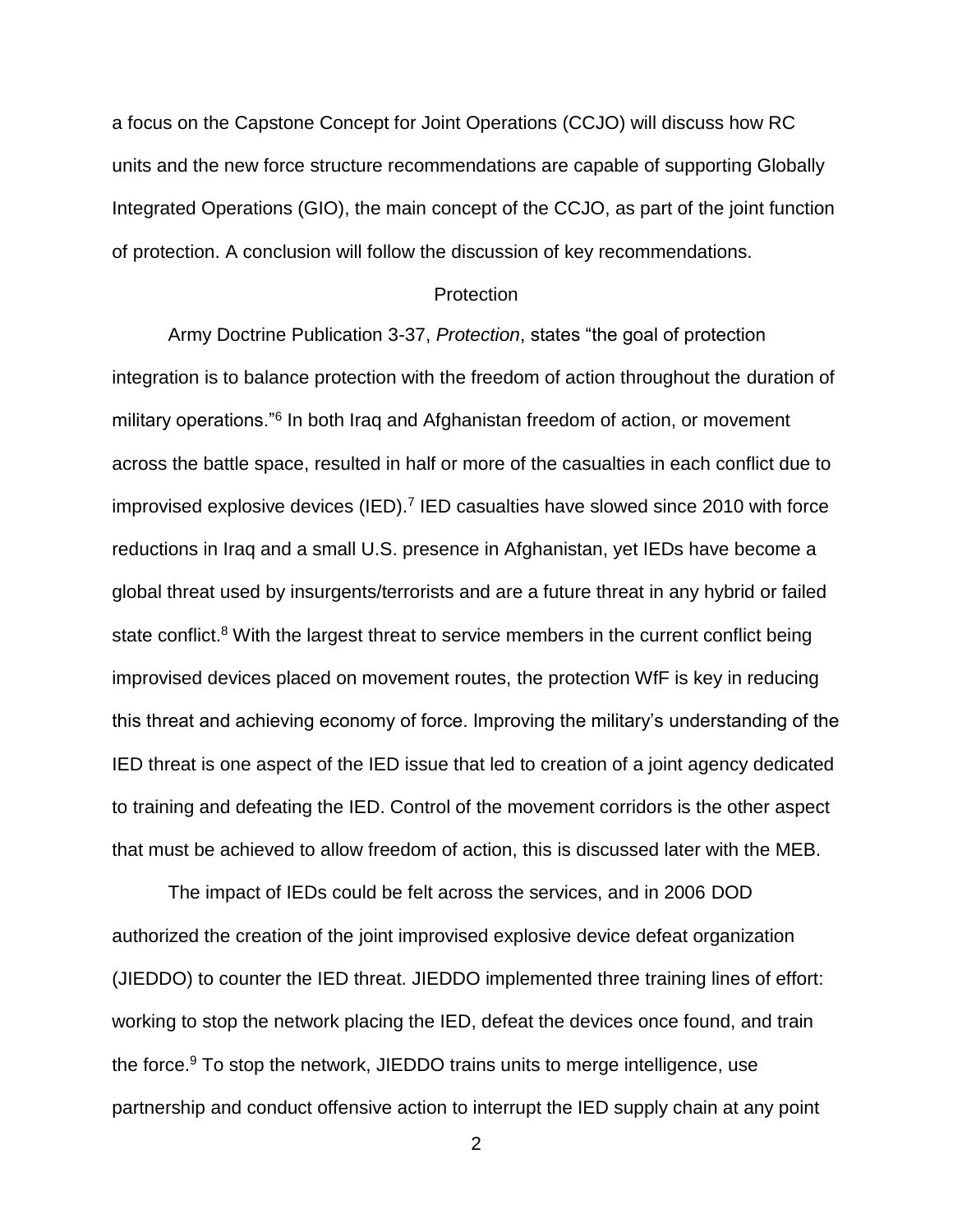a focus on the Capstone Concept for Joint Operations (CCJO) will discuss how RC units and the new force structure recommendations are capable of supporting Globally Integrated Operations (GIO), the main concept of the CCJO, as part of the joint function of protection. A conclusion will follow the discussion of key recommendations.

## Protection

Army Doctrine Publication 3-37, *Protection*, states "the goal of protection integration is to balance protection with the freedom of action throughout the duration of military operations."[6] In both Iraq and Afghanistan freedom of action, or movement across the battle space, resulted in half or more of the casualties in each conflict due to improvised explosive devices (IED).[7] IED casualties have slowed since 2010 with force reductions in Iraq and a small U.S. presence in Afghanistan, yet IEDs have become a global threat used by insurgents/terrorists and are a future threat in any hybrid or failed state conflict.[8] With the largest threat to service members in the current conflict being improvised devices placed on movement routes, the protection WfF is key in reducing this threat and achieving economy of force. Improving the military's understanding of the IED threat is one aspect of the IED issue that led to creation of a joint agency dedicated to training and defeating the IED. Control of the movement corridors is the other aspect that must be achieved to allow freedom of action, this is discussed later with the MEB.

The impact of IEDs could be felt across the services, and in 2006 DOD authorized the creation of the joint improvised explosive device defeat organization (JIEDDO) to counter the IED threat. JIEDDO implemented three training lines of effort: working to stop the network placing the IED, defeat the devices once found, and train the force.[9] To stop the network, JIEDDO trains units to merge intelligence, use partnership and conduct offensive action to interrupt the IED supply chain at any point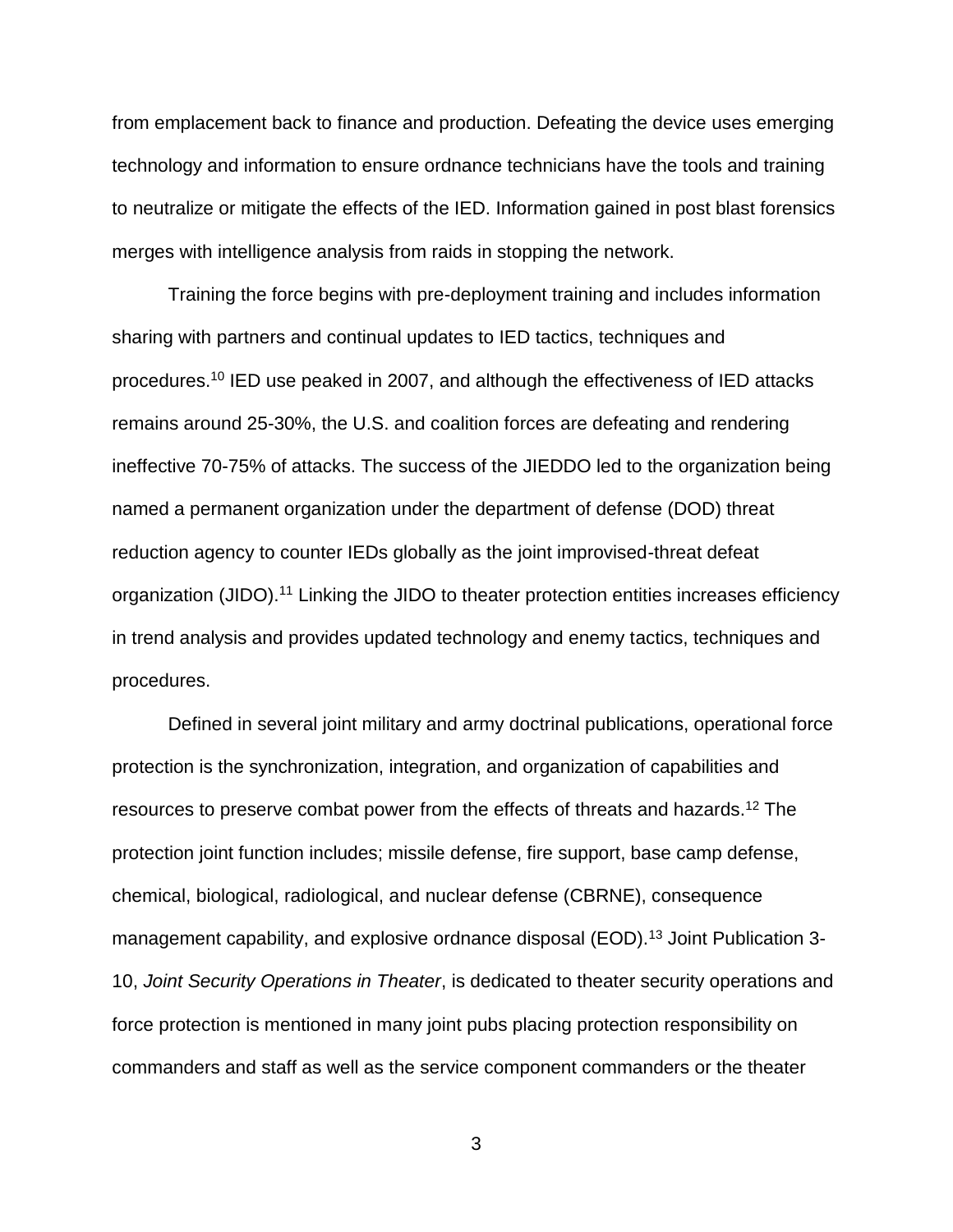from emplacement back to finance and production. Defeating the device uses emerging technology and information to ensure ordnance technicians have the tools and training to neutralize or mitigate the effects of the IED. Information gained in post blast forensics merges with intelligence analysis from raids in stopping the network.

Training the force begins with pre-deployment training and includes information sharing with partners and continual updates to IED tactics, techniques and procedures.[10] IED use peaked in 2007, and although the effectiveness of IED attacks remains around 25-30%, the U.S. and coalition forces are defeating and rendering ineffective 70-75% of attacks. The success of the JIEDDO led to the organization being named a permanent organization under the department of defense (DOD) threat reduction agency to counter IEDs globally as the joint improvised-threat defeat organization (JIDO).[11] Linking the JIDO to theater protection entities increases efficiency in trend analysis and provides updated technology and enemy tactics, techniques and procedures.

Defined in several joint military and army doctrinal publications, operational force protection is the synchronization, integration, and organization of capabilities and resources to preserve combat power from the effects of threats and hazards.[12] The protection joint function includes; missile defense, fire support, base camp defense, chemical, biological, radiological, and nuclear defense (CBRNE), consequence management capability, and explosive ordnance disposal (EOD).[13] Joint Publication 3-10, *Joint Security Operations in Theater*, is dedicated to theater security operations and force protection is mentioned in many joint pubs placing protection responsibility on commanders and staff as well as the service component commanders or the theater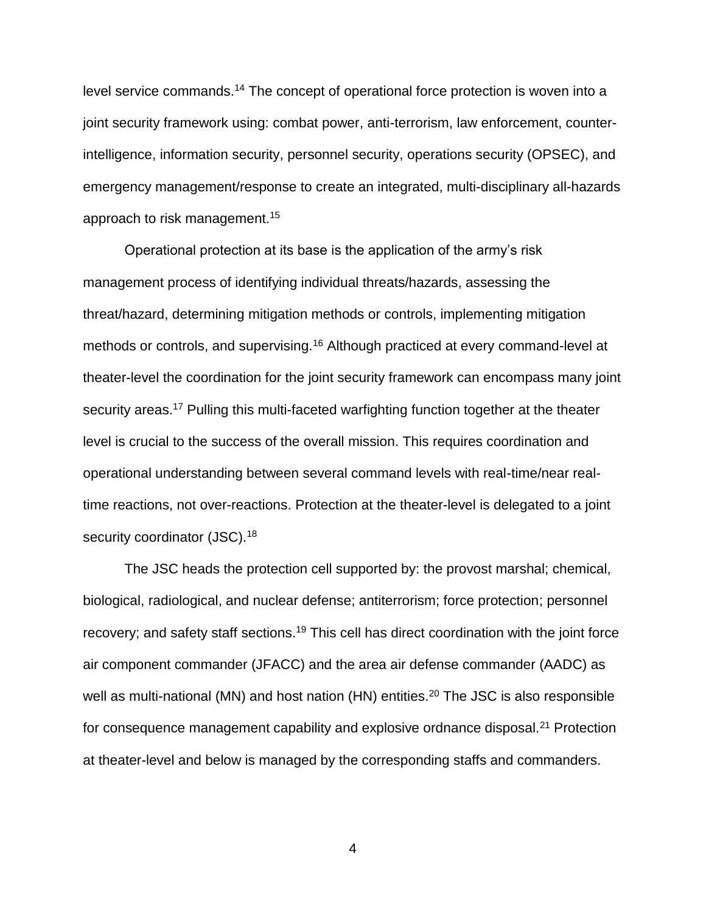level service commands.[14] The concept of operational force protection is woven into a joint security framework using: combat power, anti-terrorism, law enforcement, counter-intelligence, information security, personnel security, operations security (OPSEC), and emergency management/response to create an integrated, multi-disciplinary all-hazards approach to risk management.[15]

Operational protection at its base is the application of the army's risk management process of identifying individual threats/hazards, assessing the threat/hazard, determining mitigation methods or controls, implementing mitigation methods or controls, and supervising.[16] Although practiced at every command-level at theater-level the coordination for the joint security framework can encompass many joint security areas.[17] Pulling this multi-faceted warfighting function together at the theater level is crucial to the success of the overall mission. This requires coordination and operational understanding between several command levels with real-time/near real-time reactions, not over-reactions. Protection at the theater-level is delegated to a joint security coordinator (JSC).[18]

The JSC heads the protection cell supported by: the provost marshal; chemical, biological, radiological, and nuclear defense; antiterrorism; force protection; personnel recovery; and safety staff sections.[19] This cell has direct coordination with the joint force air component commander (JFACC) and the area air defense commander (AADC) as well as multi-national (MN) and host nation (HN) entities.[20] The JSC is also responsible for consequence management capability and explosive ordnance disposal.[21] Protection at theater-level and below is managed by the corresponding staffs and commanders.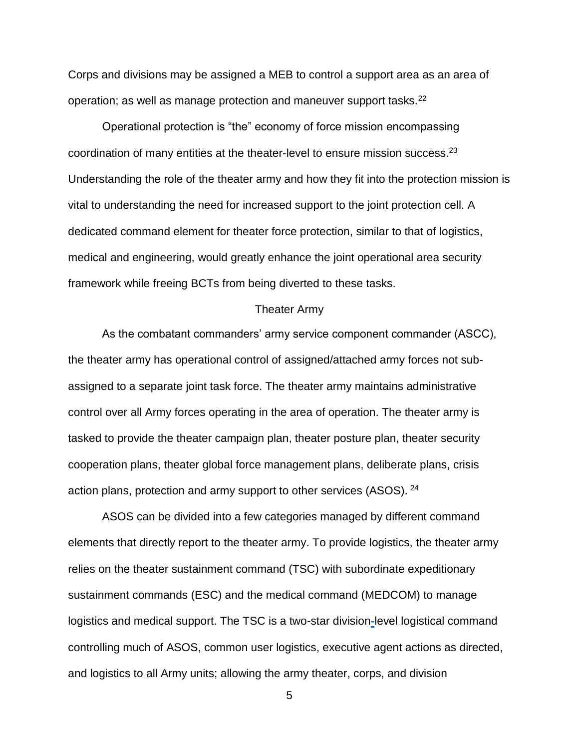Corps and divisions may be assigned a MEB to control a support area as an area of operation; as well as manage protection and maneuver support tasks.[22]

Operational protection is "the" economy of force mission encompassing coordination of many entities at the theater-level to ensure mission success.[23] Understanding the role of the theater army and how they fit into the protection mission is vital to understanding the need for increased support to the joint protection cell. A dedicated command element for theater force protection, similar to that of logistics, medical and engineering, would greatly enhance the joint operational area security framework while freeing BCTs from being diverted to these tasks.

## Theater Army

As the combatant commanders' army service component commander (ASCC), the theater army has operational control of assigned/attached army forces not sub-assigned to a separate joint task force. The theater army maintains administrative control over all Army forces operating in the area of operation. The theater army is tasked to provide the theater campaign plan, theater posture plan, theater security cooperation plans, theater global force management plans, deliberate plans, crisis action plans, protection and army support to other services (ASOS). [24]

ASOS can be divided into a few categories managed by different command elements that directly report to the theater army. To provide logistics, the theater army relies on the theater sustainment command (TSC) with subordinate expeditionary sustainment commands (ESC) and the medical command (MEDCOM) to manage logistics and medical support. The TSC is a two-star division-level logistical command controlling much of ASOS, common user logistics, executive agent actions as directed, and logistics to all Army units; allowing the army theater, corps, and division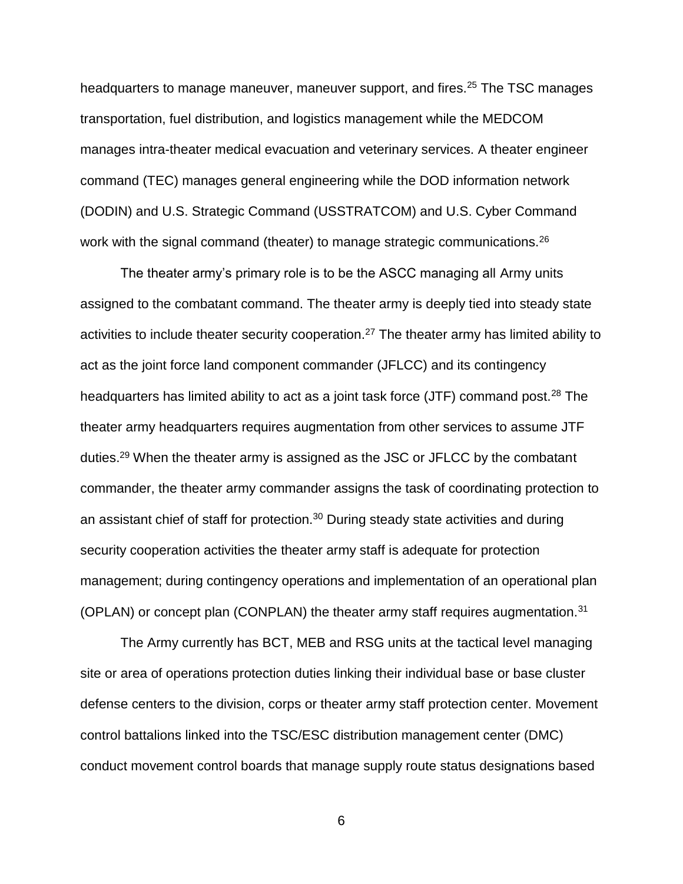headquarters to manage maneuver, maneuver support, and fires.[25] The TSC manages transportation, fuel distribution, and logistics management while the MEDCOM manages intra-theater medical evacuation and veterinary services. A theater engineer command (TEC) manages general engineering while the DOD information network (DODIN) and U.S. Strategic Command (USSTRATCOM) and U.S. Cyber Command work with the signal command (theater) to manage strategic communications.[26]

The theater army's primary role is to be the ASCC managing all Army units assigned to the combatant command. The theater army is deeply tied into steady state activities to include theater security cooperation.[27] The theater army has limited ability to act as the joint force land component commander (JFLCC) and its contingency headquarters has limited ability to act as a joint task force (JTF) command post.[28] The theater army headquarters requires augmentation from other services to assume JTF duties.[29] When the theater army is assigned as the JSC or JFLCC by the combatant commander, the theater army commander assigns the task of coordinating protection to an assistant chief of staff for protection.[30] During steady state activities and during security cooperation activities the theater army staff is adequate for protection management; during contingency operations and implementation of an operational plan (OPLAN) or concept plan (CONPLAN) the theater army staff requires augmentation.[31]

The Army currently has BCT, MEB and RSG units at the tactical level managing site or area of operations protection duties linking their individual base or base cluster defense centers to the division, corps or theater army staff protection center. Movement control battalions linked into the TSC/ESC distribution management center (DMC) conduct movement control boards that manage supply route status designations based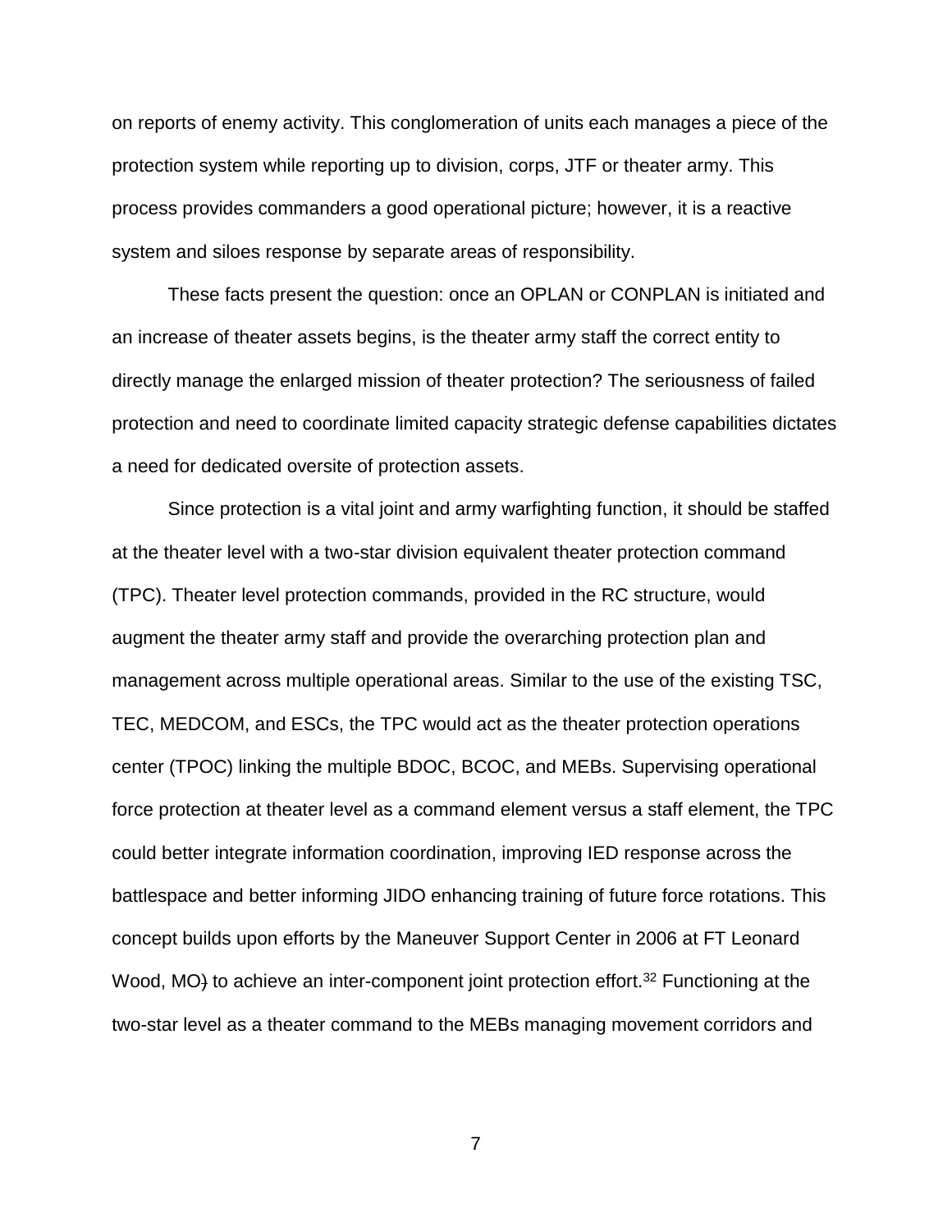on reports of enemy activity. This conglomeration of units each manages a piece of the protection system while reporting up to division, corps, JTF or theater army. This process provides commanders a good operational picture; however, it is a reactive system and siloes response by separate areas of responsibility.

These facts present the question: once an OPLAN or CONPLAN is initiated and an increase of theater assets begins, is the theater army staff the correct entity to directly manage the enlarged mission of theater protection? The seriousness of failed protection and need to coordinate limited capacity strategic defense capabilities dictates a need for dedicated oversite of protection assets.

Since protection is a vital joint and army warfighting function, it should be staffed at the theater level with a two-star division equivalent theater protection command (TPC). Theater level protection commands, provided in the RC structure, would augment the theater army staff and provide the overarching protection plan and management across multiple operational areas. Similar to the use of the existing TSC, TEC, MEDCOM, and ESCs, the TPC would act as the theater protection operations center (TPOC) linking the multiple BDOC, BCOC, and MEBs. Supervising operational force protection at theater level as a command element versus a staff element, the TPC could better integrate information coordination, improving IED response across the battlespace and better informing JIDO enhancing training of future force rotations. This concept builds upon efforts by the Maneuver Support Center in 2006 at FT Leonard Wood, MO) to achieve an inter-component joint protection effort.[32] Functioning at the two-star level as a theater command to the MEBs managing movement corridors and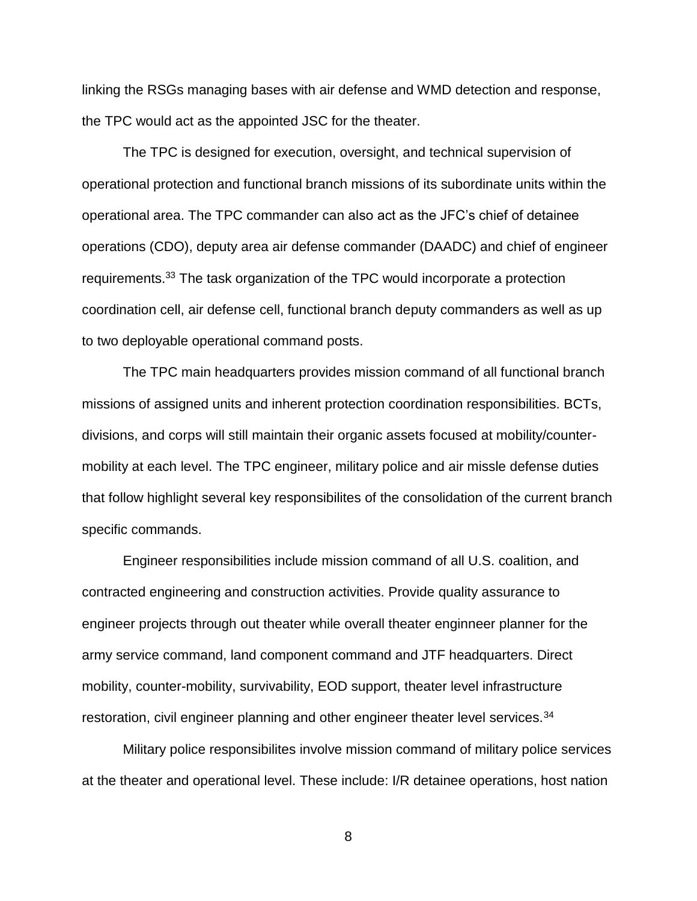linking the RSGs managing bases with air defense and WMD detection and response, the TPC would act as the appointed JSC for the theater.

The TPC is designed for execution, oversight, and technical supervision of operational protection and functional branch missions of its subordinate units within the operational area. The TPC commander can also act as the JFC's chief of detainee operations (CDO), deputy area air defense commander (DAADC) and chief of engineer requirements.[33] The task organization of the TPC would incorporate a protection coordination cell, air defense cell, functional branch deputy commanders as well as up to two deployable operational command posts.

The TPC main headquarters provides mission command of all functional branch missions of assigned units and inherent protection coordination responsibilities. BCTs, divisions, and corps will still maintain their organic assets focused at mobility/counter-mobility at each level. The TPC engineer, military police and air missle defense duties that follow highlight several key responsibilites of the consolidation of the current branch specific commands.

Engineer responsibilities include mission command of all U.S. coalition, and contracted engineering and construction activities. Provide quality assurance to engineer projects through out theater while overall theater enginneer planner for the army service command, land component command and JTF headquarters. Direct mobility, counter-mobility, survivability, EOD support, theater level infrastructure restoration, civil engineer planning and other engineer theater level services.[34]

Military police responsibilites involve mission command of military police services at the theater and operational level. These include: I/R detainee operations, host nation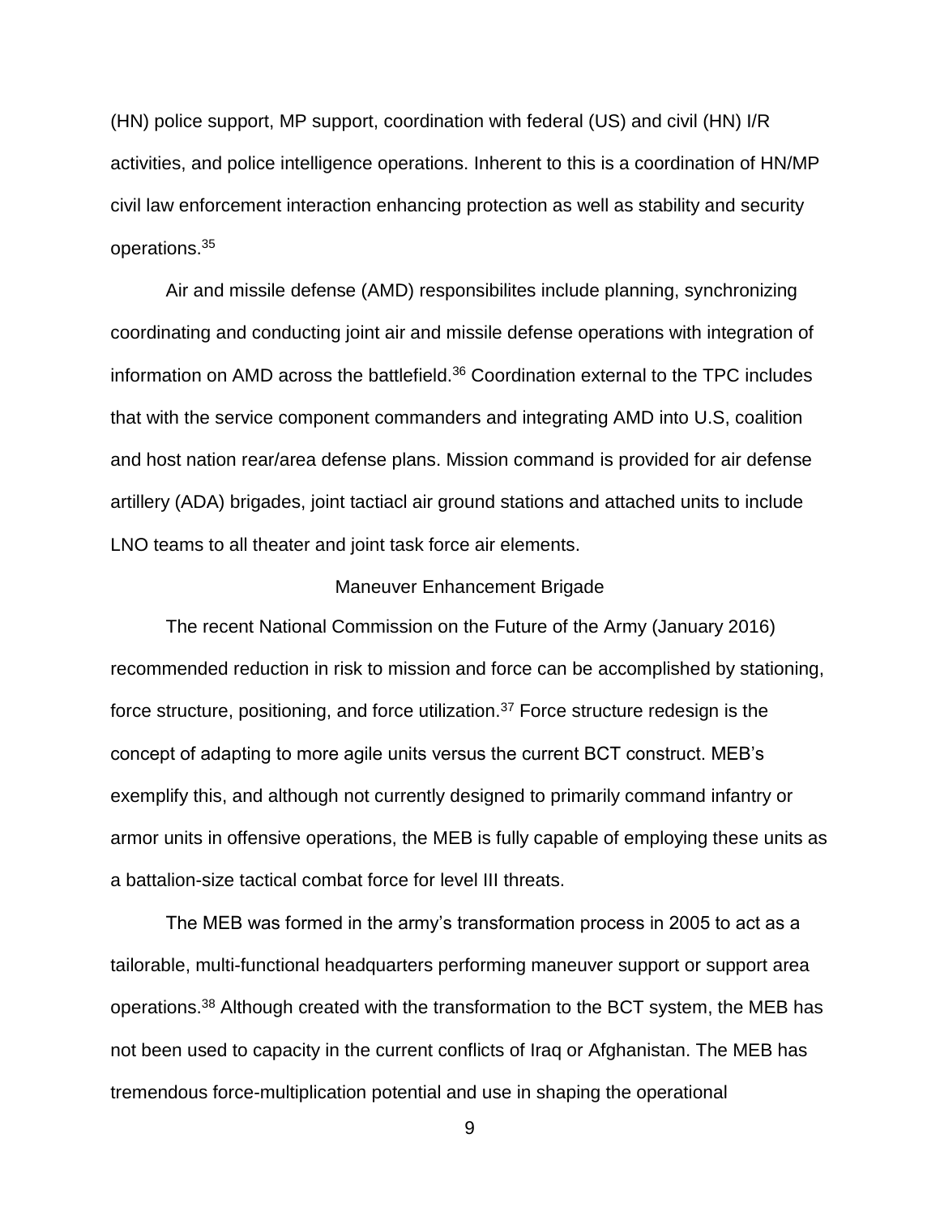(HN) police support, MP support, coordination with federal (US) and civil (HN) I/R activities, and police intelligence operations. Inherent to this is a coordination of HN/MP civil law enforcement interaction enhancing protection as well as stability and security operations.[35]

Air and missile defense (AMD) responsibilites include planning, synchronizing coordinating and conducting joint air and missile defense operations with integration of information on AMD across the battlefield.[36] Coordination external to the TPC includes that with the service component commanders and integrating AMD into U.S, coalition and host nation rear/area defense plans. Mission command is provided for air defense artillery (ADA) brigades, joint tactiacl air ground stations and attached units to include LNO teams to all theater and joint task force air elements.

## Maneuver Enhancement Brigade

The recent National Commission on the Future of the Army (January 2016) recommended reduction in risk to mission and force can be accomplished by stationing, force structure, positioning, and force utilization.[37] Force structure redesign is the concept of adapting to more agile units versus the current BCT construct. MEB's exemplify this, and although not currently designed to primarily command infantry or armor units in offensive operations, the MEB is fully capable of employing these units as a battalion-size tactical combat force for level III threats.

The MEB was formed in the army's transformation process in 2005 to act as a tailorable, multi-functional headquarters performing maneuver support or support area operations.[38] Although created with the transformation to the BCT system, the MEB has not been used to capacity in the current conflicts of Iraq or Afghanistan. The MEB has tremendous force-multiplication potential and use in shaping the operational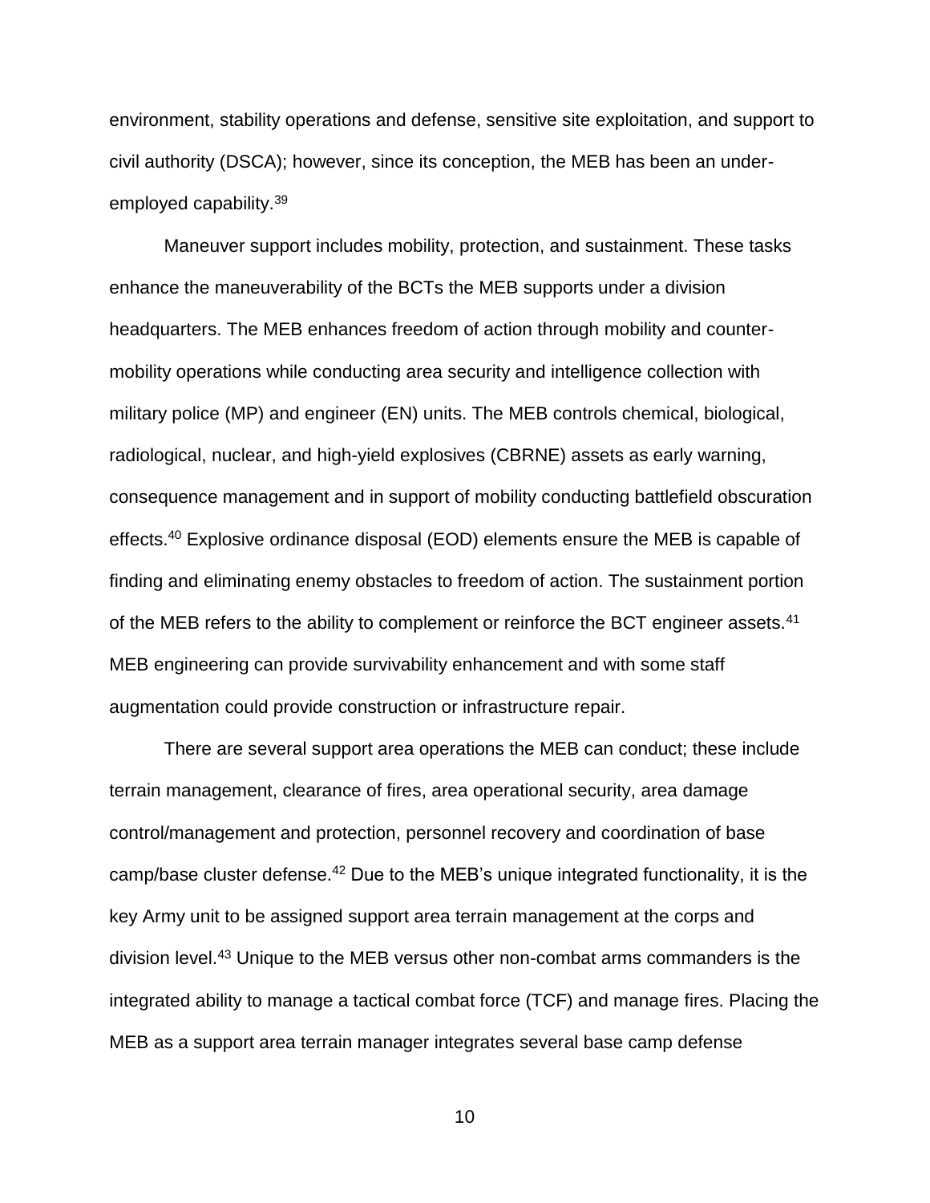environment, stability operations and defense, sensitive site exploitation, and support to civil authority (DSCA); however, since its conception, the MEB has been an under-employed capability.[39]

Maneuver support includes mobility, protection, and sustainment. These tasks enhance the maneuverability of the BCTs the MEB supports under a division headquarters. The MEB enhances freedom of action through mobility and counter-mobility operations while conducting area security and intelligence collection with military police (MP) and engineer (EN) units. The MEB controls chemical, biological, radiological, nuclear, and high-yield explosives (CBRNE) assets as early warning, consequence management and in support of mobility conducting battlefield obscuration effects.[40] Explosive ordinance disposal (EOD) elements ensure the MEB is capable of finding and eliminating enemy obstacles to freedom of action. The sustainment portion of the MEB refers to the ability to complement or reinforce the BCT engineer assets.[41] MEB engineering can provide survivability enhancement and with some staff augmentation could provide construction or infrastructure repair.

There are several support area operations the MEB can conduct; these include terrain management, clearance of fires, area operational security, area damage control/management and protection, personnel recovery and coordination of base camp/base cluster defense.[42] Due to the MEB's unique integrated functionality, it is the key Army unit to be assigned support area terrain management at the corps and division level.[43] Unique to the MEB versus other non-combat arms commanders is the integrated ability to manage a tactical combat force (TCF) and manage fires. Placing the MEB as a support area terrain manager integrates several base camp defense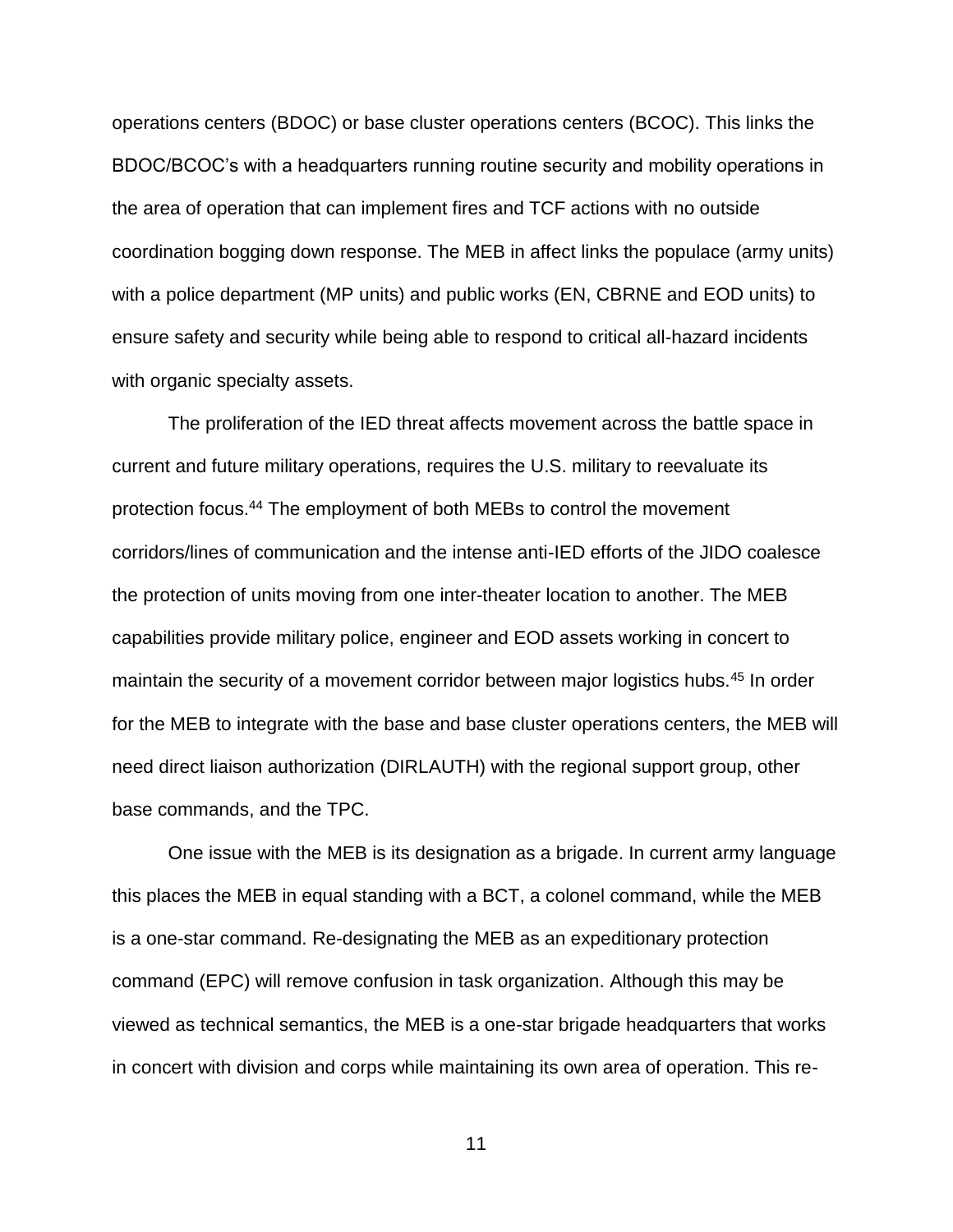operations centers (BDOC) or base cluster operations centers (BCOC). This links the BDOC/BCOC's with a headquarters running routine security and mobility operations in the area of operation that can implement fires and TCF actions with no outside coordination bogging down response. The MEB in affect links the populace (army units) with a police department (MP units) and public works (EN, CBRNE and EOD units) to ensure safety and security while being able to respond to critical all-hazard incidents with organic specialty assets.

The proliferation of the IED threat affects movement across the battle space in current and future military operations, requires the U.S. military to reevaluate its protection focus.[44] The employment of both MEBs to control the movement corridors/lines of communication and the intense anti-IED efforts of the JIDO coalesce the protection of units moving from one inter-theater location to another. The MEB capabilities provide military police, engineer and EOD assets working in concert to maintain the security of a movement corridor between major logistics hubs.[45] In order for the MEB to integrate with the base and base cluster operations centers, the MEB will need direct liaison authorization (DIRLAUTH) with the regional support group, other base commands, and the TPC.

One issue with the MEB is its designation as a brigade. In current army language this places the MEB in equal standing with a BCT, a colonel command, while the MEB is a one-star command. Re-designating the MEB as an expeditionary protection command (EPC) will remove confusion in task organization. Although this may be viewed as technical semantics, the MEB is a one-star brigade headquarters that works in concert with division and corps while maintaining its own area of operation. This re-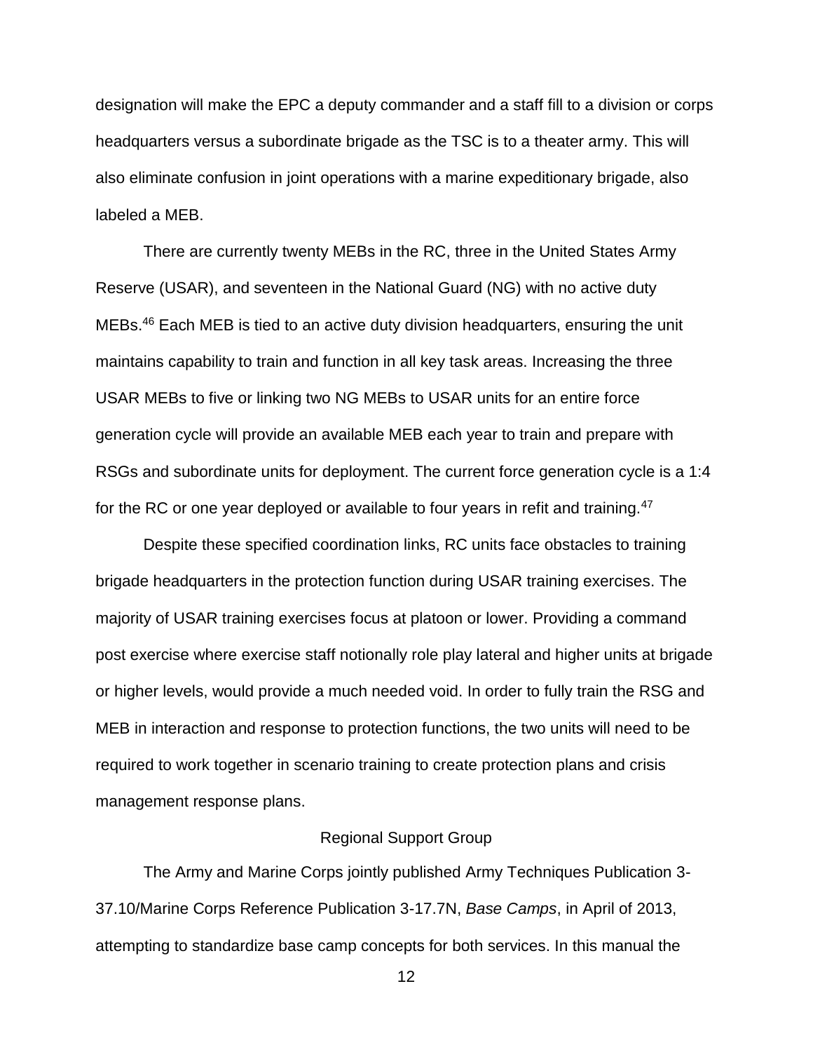designation will make the EPC a deputy commander and a staff fill to a division or corps headquarters versus a subordinate brigade as the TSC is to a theater army. This will also eliminate confusion in joint operations with a marine expeditionary brigade, also labeled a MEB.

There are currently twenty MEBs in the RC, three in the United States Army Reserve (USAR), and seventeen in the National Guard (NG) with no active duty MEBs.[46] Each MEB is tied to an active duty division headquarters, ensuring the unit maintains capability to train and function in all key task areas. Increasing the three USAR MEBs to five or linking two NG MEBs to USAR units for an entire force generation cycle will provide an available MEB each year to train and prepare with RSGs and subordinate units for deployment. The current force generation cycle is a 1:4 for the RC or one year deployed or available to four years in refit and training.[47]

Despite these specified coordination links, RC units face obstacles to training brigade headquarters in the protection function during USAR training exercises. The majority of USAR training exercises focus at platoon or lower. Providing a command post exercise where exercise staff notionally role play lateral and higher units at brigade or higher levels, would provide a much needed void. In order to fully train the RSG and MEB in interaction and response to protection functions, the two units will need to be required to work together in scenario training to create protection plans and crisis management response plans.

## Regional Support Group

The Army and Marine Corps jointly published Army Techniques Publication 3-37.10/Marine Corps Reference Publication 3-17.7N, *Base Camps*, in April of 2013, attempting to standardize base camp concepts for both services. In this manual the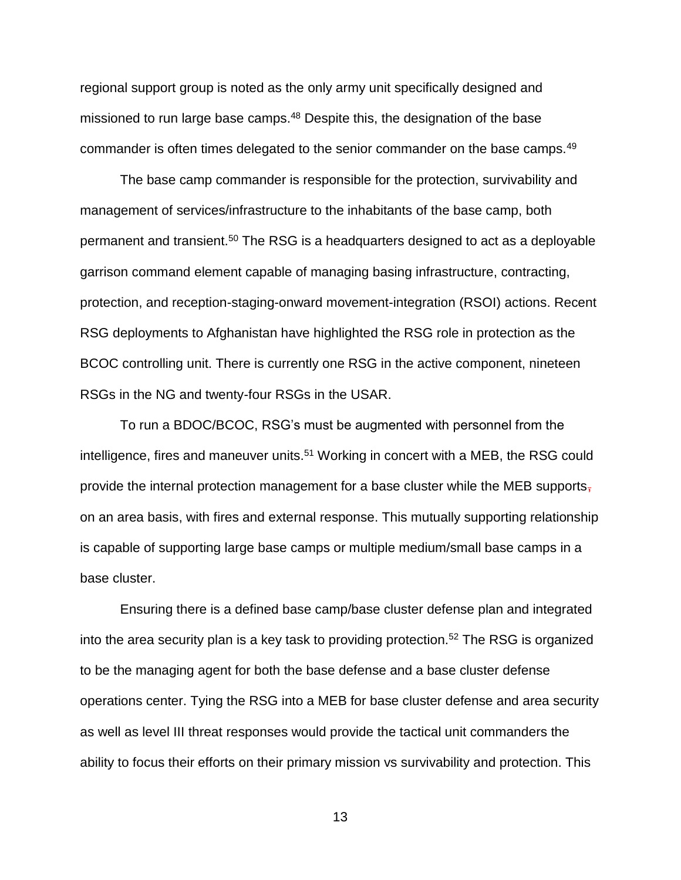regional support group is noted as the only army unit specifically designed and missioned to run large base camps.[48] Despite this, the designation of the base commander is often times delegated to the senior commander on the base camps.[49]

The base camp commander is responsible for the protection, survivability and management of services/infrastructure to the inhabitants of the base camp, both permanent and transient.[50] The RSG is a headquarters designed to act as a deployable garrison command element capable of managing basing infrastructure, contracting, protection, and reception-staging-onward movement-integration (RSOI) actions. Recent RSG deployments to Afghanistan have highlighted the RSG role in protection as the BCOC controlling unit. There is currently one RSG in the active component, nineteen RSGs in the NG and twenty-four RSGs in the USAR.

To run a BDOC/BCOC, RSG's must be augmented with personnel from the intelligence, fires and maneuver units.[51] Working in concert with a MEB, the RSG could provide the internal protection management for a base cluster while the MEB supports, on an area basis, with fires and external response. This mutually supporting relationship is capable of supporting large base camps or multiple medium/small base camps in a base cluster.

Ensuring there is a defined base camp/base cluster defense plan and integrated into the area security plan is a key task to providing protection.[52] The RSG is organized to be the managing agent for both the base defense and a base cluster defense operations center. Tying the RSG into a MEB for base cluster defense and area security as well as level III threat responses would provide the tactical unit commanders the ability to focus their efforts on their primary mission vs survivability and protection. This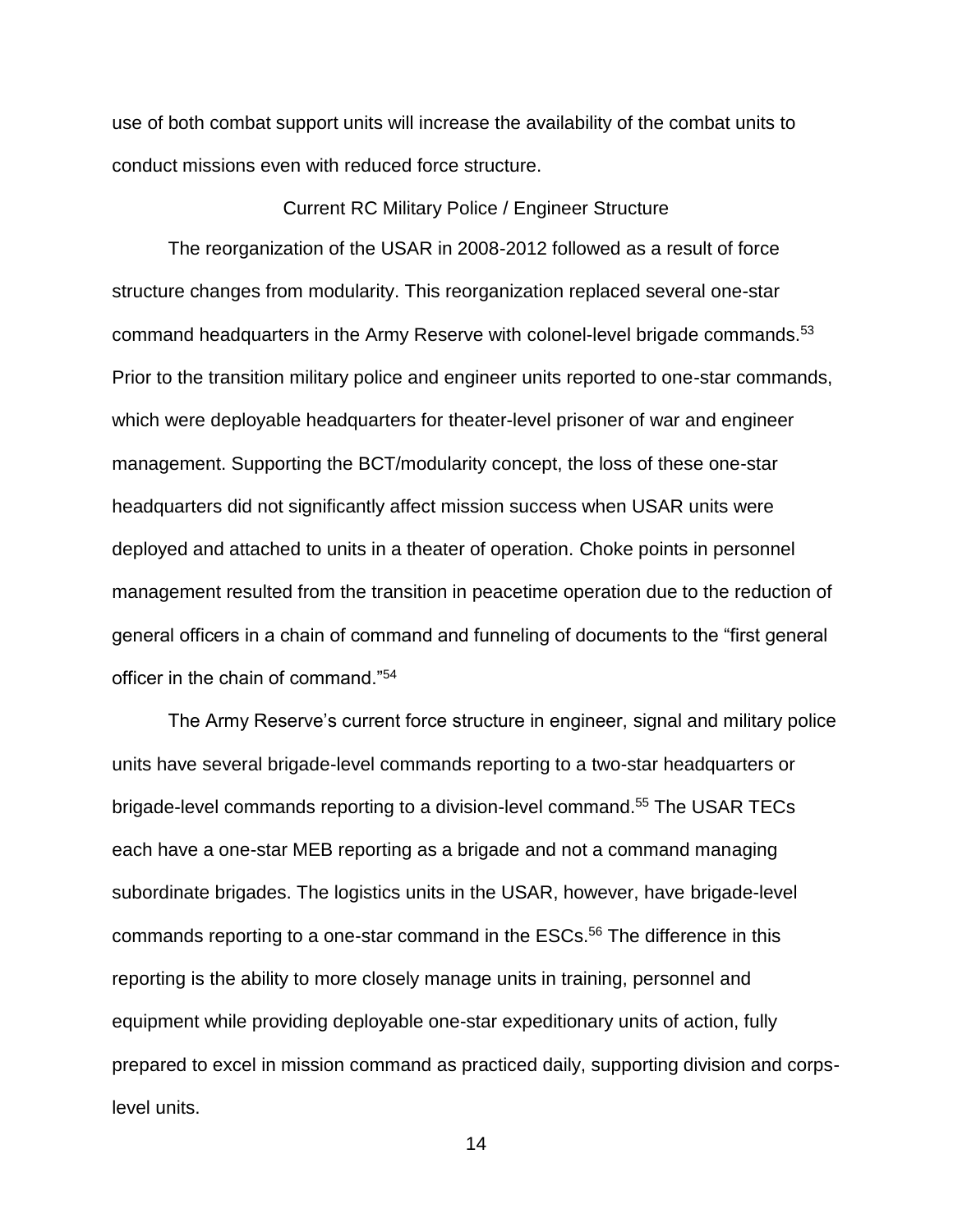use of both combat support units will increase the availability of the combat units to conduct missions even with reduced force structure.

## Current RC Military Police / Engineer Structure

The reorganization of the USAR in 2008-2012 followed as a result of force structure changes from modularity. This reorganization replaced several one-star command headquarters in the Army Reserve with colonel-level brigade commands.[53] Prior to the transition military police and engineer units reported to one-star commands, which were deployable headquarters for theater-level prisoner of war and engineer management. Supporting the BCT/modularity concept, the loss of these one-star headquarters did not significantly affect mission success when USAR units were deployed and attached to units in a theater of operation. Choke points in personnel management resulted from the transition in peacetime operation due to the reduction of general officers in a chain of command and funneling of documents to the "first general officer in the chain of command."[54]

The Army Reserve's current force structure in engineer, signal and military police units have several brigade-level commands reporting to a two-star headquarters or brigade-level commands reporting to a division-level command.[55] The USAR TECs each have a one-star MEB reporting as a brigade and not a command managing subordinate brigades. The logistics units in the USAR, however, have brigade-level commands reporting to a one-star command in the ESCs.[56] The difference in this reporting is the ability to more closely manage units in training, personnel and equipment while providing deployable one-star expeditionary units of action, fully prepared to excel in mission command as practiced daily, supporting division and corps-level units.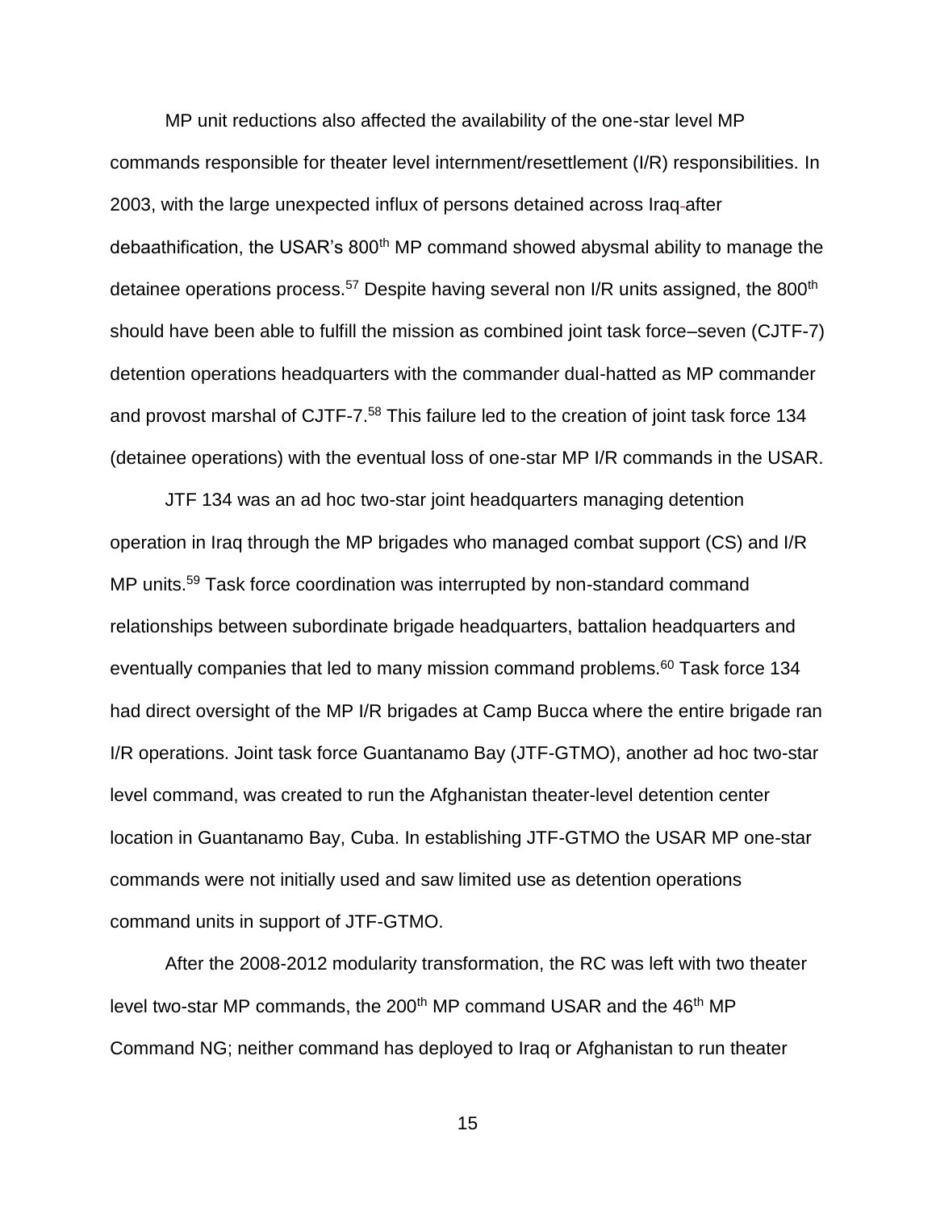MP unit reductions also affected the availability of the one-star level MP commands responsible for theater level internment/resettlement (I/R) responsibilities. In 2003, with the large unexpected influx of persons detained across Iraq after debaathification, the USAR's 800th MP command showed abysmal ability to manage the detainee operations process.[57] Despite having several non I/R units assigned, the 800th should have been able to fulfill the mission as combined joint task force–seven (CJTF-7) detention operations headquarters with the commander dual-hatted as MP commander and provost marshal of CJTF-7.[58] This failure led to the creation of joint task force 134 (detainee operations) with the eventual loss of one-star MP I/R commands in the USAR.

JTF 134 was an ad hoc two-star joint headquarters managing detention operation in Iraq through the MP brigades who managed combat support (CS) and I/R MP units.[59] Task force coordination was interrupted by non-standard command relationships between subordinate brigade headquarters, battalion headquarters and eventually companies that led to many mission command problems.[60] Task force 134 had direct oversight of the MP I/R brigades at Camp Bucca where the entire brigade ran I/R operations. Joint task force Guantanamo Bay (JTF-GTMO), another ad hoc two-star level command, was created to run the Afghanistan theater-level detention center location in Guantanamo Bay, Cuba. In establishing JTF-GTMO the USAR MP one-star commands were not initially used and saw limited use as detention operations command units in support of JTF-GTMO.

After the 2008-2012 modularity transformation, the RC was left with two theater level two-star MP commands, the 200th MP command USAR and the 46th MP Command NG; neither command has deployed to Iraq or Afghanistan to run theater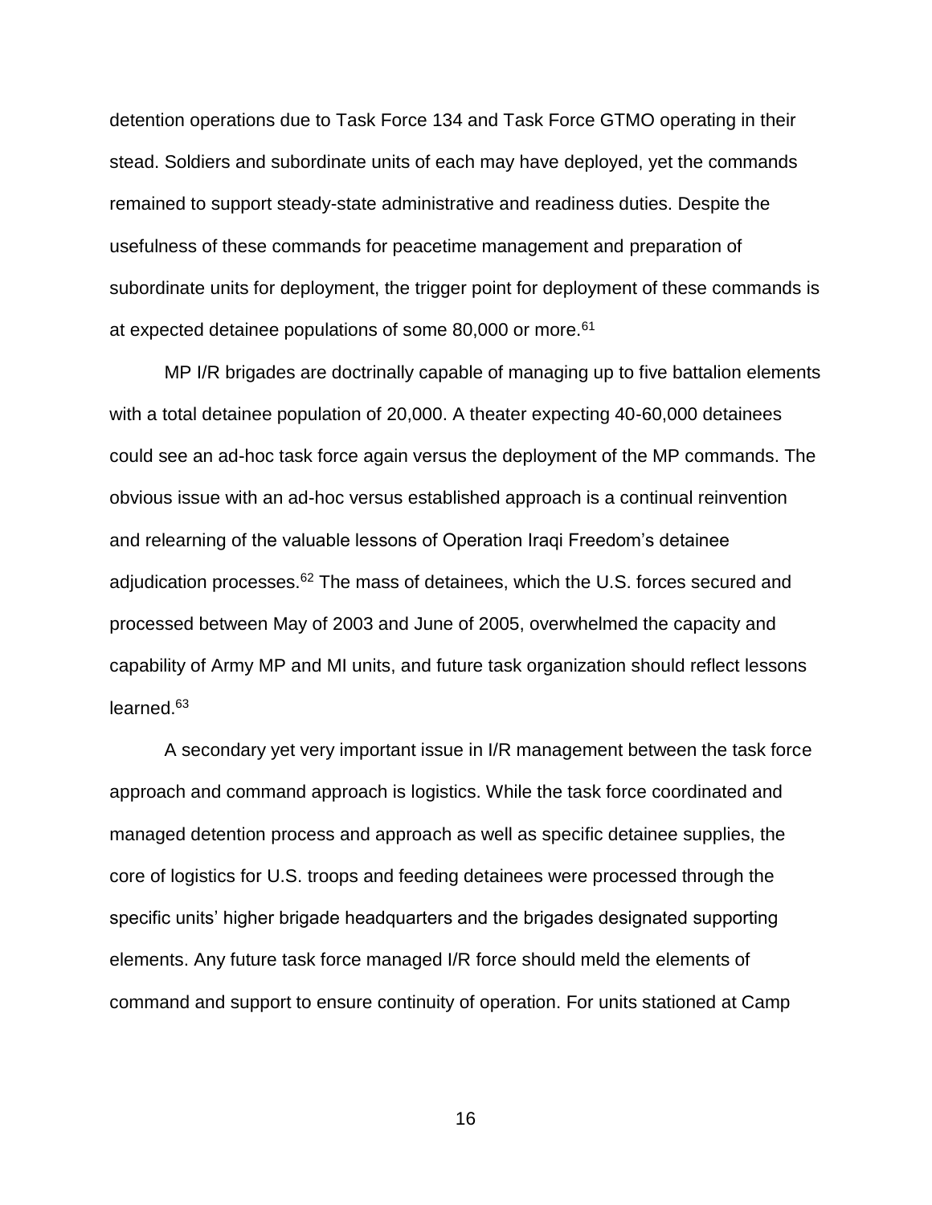detention operations due to Task Force 134 and Task Force GTMO operating in their stead. Soldiers and subordinate units of each may have deployed, yet the commands remained to support steady-state administrative and readiness duties. Despite the usefulness of these commands for peacetime management and preparation of subordinate units for deployment, the trigger point for deployment of these commands is at expected detainee populations of some 80,000 or more.[61]

MP I/R brigades are doctrinally capable of managing up to five battalion elements with a total detainee population of 20,000. A theater expecting 40-60,000 detainees could see an ad-hoc task force again versus the deployment of the MP commands. The obvious issue with an ad-hoc versus established approach is a continual reinvention and relearning of the valuable lessons of Operation Iraqi Freedom's detainee adjudication processes.[62] The mass of detainees, which the U.S. forces secured and processed between May of 2003 and June of 2005, overwhelmed the capacity and capability of Army MP and MI units, and future task organization should reflect lessons learned.[63]

A secondary yet very important issue in I/R management between the task force approach and command approach is logistics. While the task force coordinated and managed detention process and approach as well as specific detainee supplies, the core of logistics for U.S. troops and feeding detainees were processed through the specific units' higher brigade headquarters and the brigades designated supporting elements. Any future task force managed I/R force should meld the elements of command and support to ensure continuity of operation. For units stationed at Camp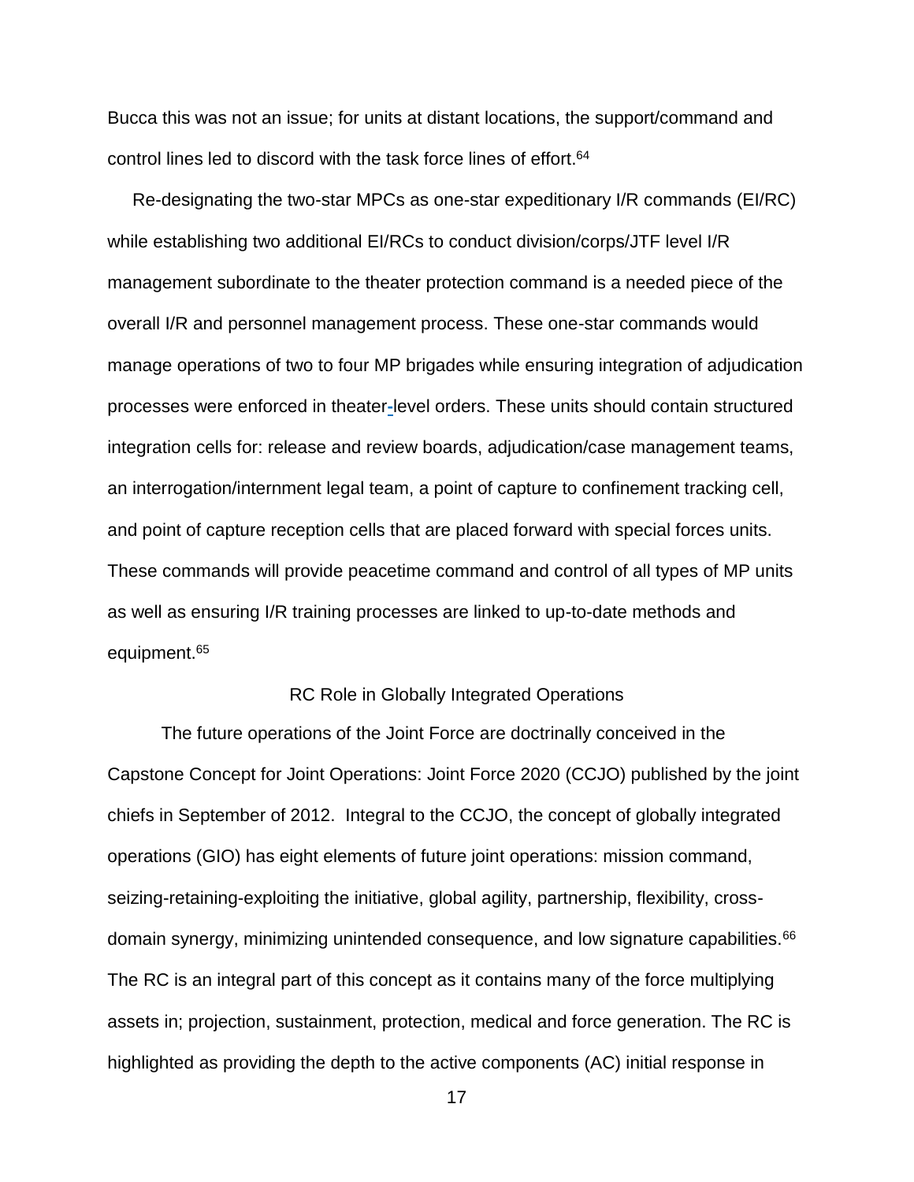Bucca this was not an issue; for units at distant locations, the support/command and control lines led to discord with the task force lines of effort.[64]

Re-designating the two-star MPCs as one-star expeditionary I/R commands (EI/RC) while establishing two additional EI/RCs to conduct division/corps/JTF level I/R management subordinate to the theater protection command is a needed piece of the overall I/R and personnel management process. These one-star commands would manage operations of two to four MP brigades while ensuring integration of adjudication processes were enforced in theater-level orders. These units should contain structured integration cells for: release and review boards, adjudication/case management teams, an interrogation/internment legal team, a point of capture to confinement tracking cell, and point of capture reception cells that are placed forward with special forces units. These commands will provide peacetime command and control of all types of MP units as well as ensuring I/R training processes are linked to up-to-date methods and equipment.[65]

## RC Role in Globally Integrated Operations

The future operations of the Joint Force are doctrinally conceived in the Capstone Concept for Joint Operations: Joint Force 2020 (CCJO) published by the joint chiefs in September of 2012. Integral to the CCJO, the concept of globally integrated operations (GIO) has eight elements of future joint operations: mission command, seizing-retaining-exploiting the initiative, global agility, partnership, flexibility, cross-domain synergy, minimizing unintended consequence, and low signature capabilities.[66] The RC is an integral part of this concept as it contains many of the force multiplying assets in; projection, sustainment, protection, medical and force generation. The RC is highlighted as providing the depth to the active components (AC) initial response in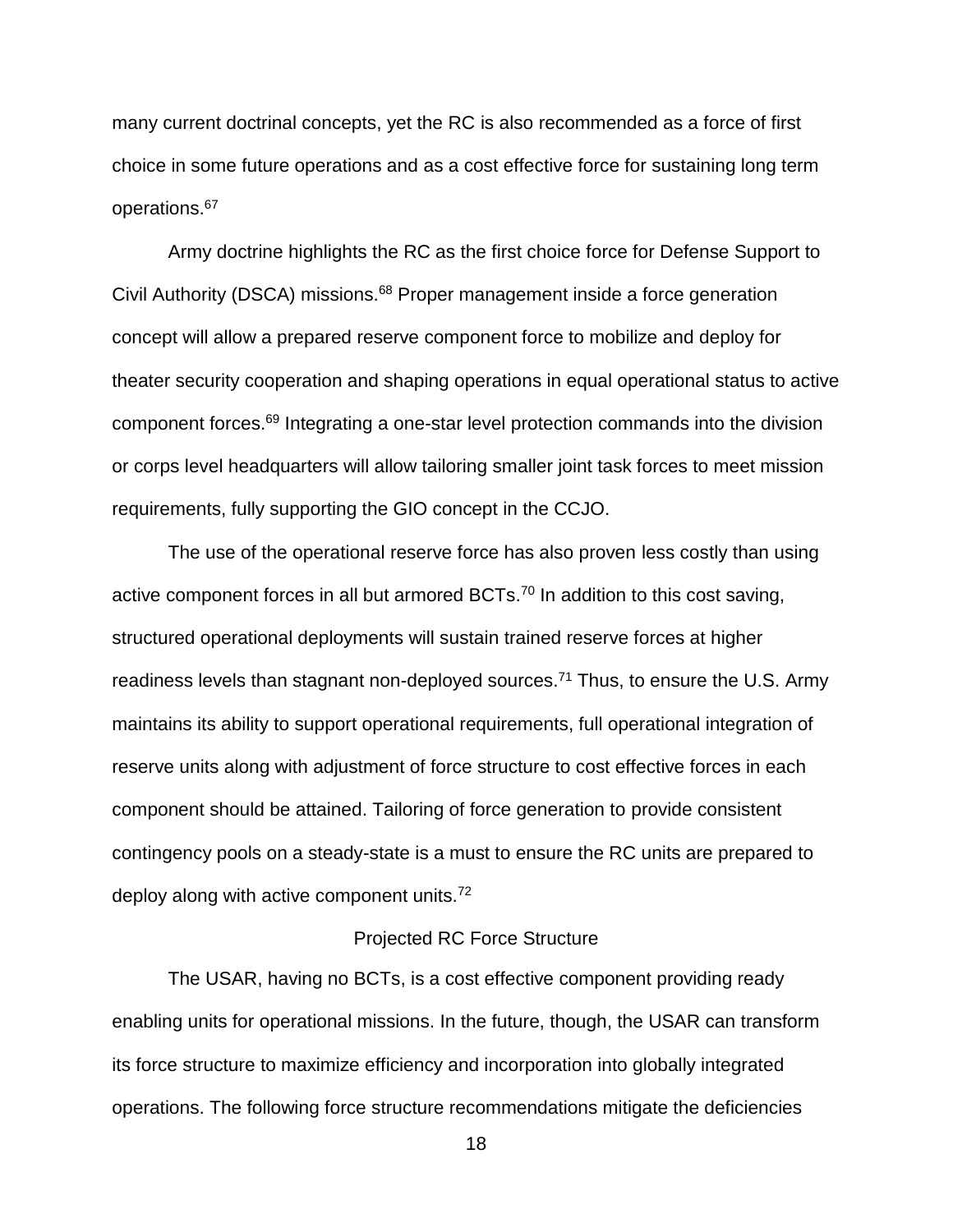many current doctrinal concepts, yet the RC is also recommended as a force of first choice in some future operations and as a cost effective force for sustaining long term operations.[67]

Army doctrine highlights the RC as the first choice force for Defense Support to Civil Authority (DSCA) missions.[68] Proper management inside a force generation concept will allow a prepared reserve component force to mobilize and deploy for theater security cooperation and shaping operations in equal operational status to active component forces.[69] Integrating a one-star level protection commands into the division or corps level headquarters will allow tailoring smaller joint task forces to meet mission requirements, fully supporting the GIO concept in the CCJO.

The use of the operational reserve force has also proven less costly than using active component forces in all but armored BCTs.[70] In addition to this cost saving, structured operational deployments will sustain trained reserve forces at higher readiness levels than stagnant non-deployed sources.[71] Thus, to ensure the U.S. Army maintains its ability to support operational requirements, full operational integration of reserve units along with adjustment of force structure to cost effective forces in each component should be attained. Tailoring of force generation to provide consistent contingency pools on a steady-state is a must to ensure the RC units are prepared to deploy along with active component units.[72]

## Projected RC Force Structure

The USAR, having no BCTs, is a cost effective component providing ready enabling units for operational missions. In the future, though, the USAR can transform its force structure to maximize efficiency and incorporation into globally integrated operations. The following force structure recommendations mitigate the deficiencies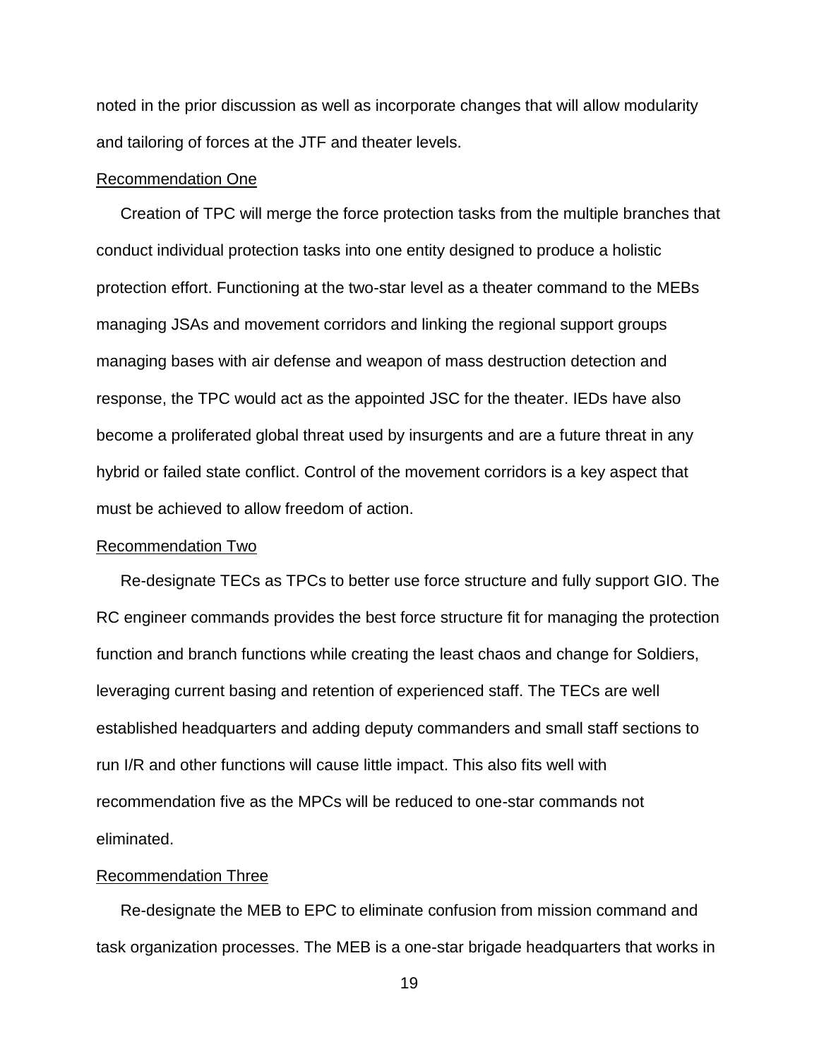noted in the prior discussion as well as incorporate changes that will allow modularity and tailoring of forces at the JTF and theater levels.

Recommendation One

Creation of TPC will merge the force protection tasks from the multiple branches that conduct individual protection tasks into one entity designed to produce a holistic protection effort. Functioning at the two-star level as a theater command to the MEBs managing JSAs and movement corridors and linking the regional support groups managing bases with air defense and weapon of mass destruction detection and response, the TPC would act as the appointed JSC for the theater. IEDs have also become a proliferated global threat used by insurgents and are a future threat in any hybrid or failed state conflict. Control of the movement corridors is a key aspect that must be achieved to allow freedom of action.

Recommendation Two

Re-designate TECs as TPCs to better use force structure and fully support GIO. The RC engineer commands provides the best force structure fit for managing the protection function and branch functions while creating the least chaos and change for Soldiers, leveraging current basing and retention of experienced staff. The TECs are well established headquarters and adding deputy commanders and small staff sections to run I/R and other functions will cause little impact. This also fits well with recommendation five as the MPCs will be reduced to one-star commands not eliminated.

Recommendation Three

Re-designate the MEB to EPC to eliminate confusion from mission command and task organization processes. The MEB is a one-star brigade headquarters that works in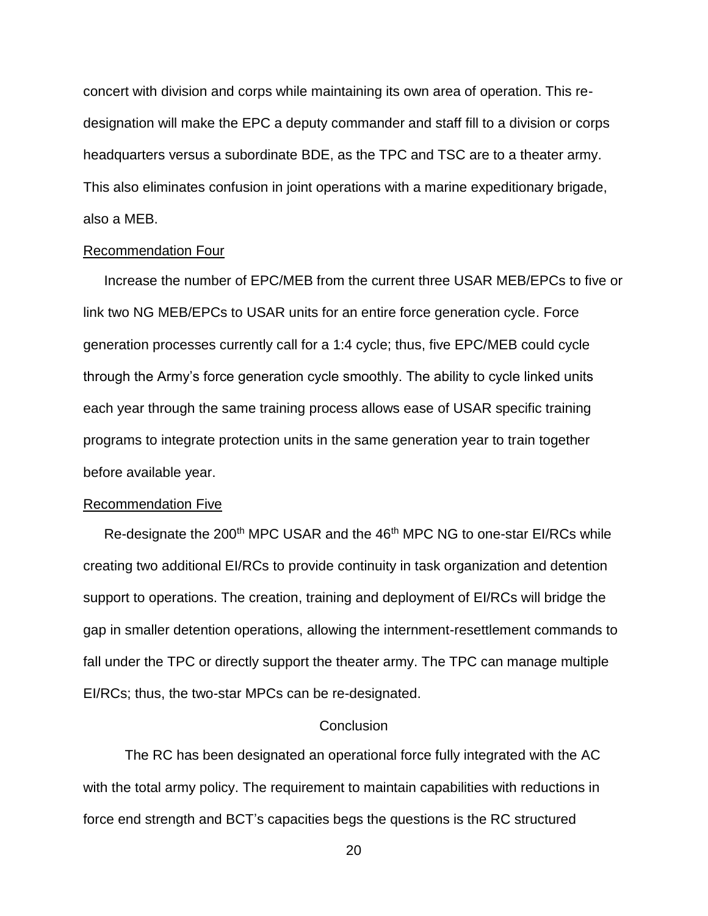concert with division and corps while maintaining its own area of operation. This re-designation will make the EPC a deputy commander and staff fill to a division or corps headquarters versus a subordinate BDE, as the TPC and TSC are to a theater army. This also eliminates confusion in joint operations with a marine expeditionary brigade, also a MEB.

<u>Recommendation Four</u>

Increase the number of EPC/MEB from the current three USAR MEB/EPCs to five or link two NG MEB/EPCs to USAR units for an entire force generation cycle. Force generation processes currently call for a 1:4 cycle; thus, five EPC/MEB could cycle through the Army's force generation cycle smoothly. The ability to cycle linked units each year through the same training process allows ease of USAR specific training programs to integrate protection units in the same generation year to train together before available year.

<u>Recommendation Five</u>

Re-designate the 200th MPC USAR and the 46th MPC NG to one-star EI/RCs while creating two additional EI/RCs to provide continuity in task organization and detention support to operations. The creation, training and deployment of EI/RCs will bridge the gap in smaller detention operations, allowing the internment-resettlement commands to fall under the TPC or directly support the theater army. The TPC can manage multiple EI/RCs; thus, the two-star MPCs can be re-designated.

## Conclusion

The RC has been designated an operational force fully integrated with the AC with the total army policy. The requirement to maintain capabilities with reductions in force end strength and BCT's capacities begs the questions is the RC structured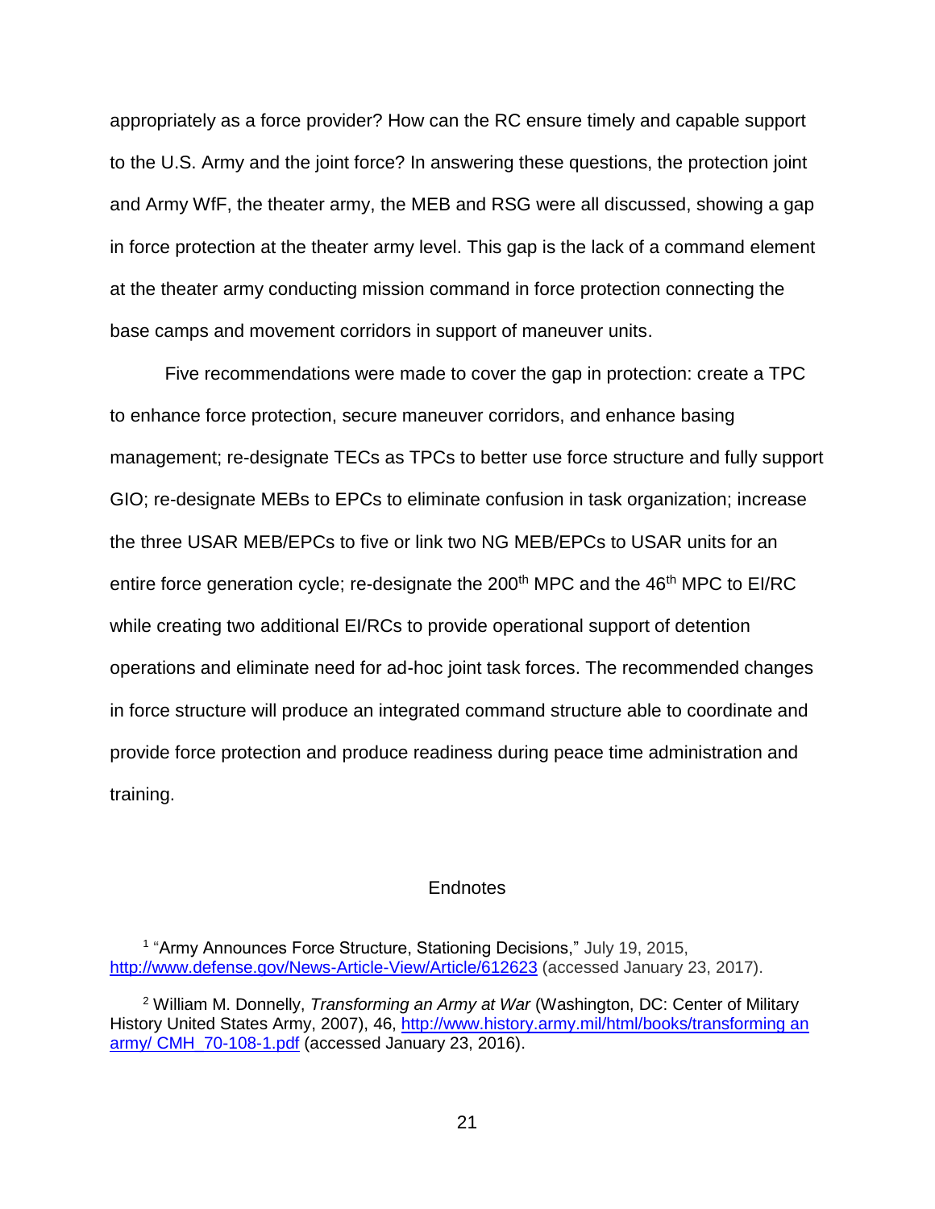appropriately as a force provider? How can the RC ensure timely and capable support to the U.S. Army and the joint force? In answering these questions, the protection joint and Army WfF, the theater army, the MEB and RSG were all discussed, showing a gap in force protection at the theater army level. This gap is the lack of a command element at the theater army conducting mission command in force protection connecting the base camps and movement corridors in support of maneuver units.

Five recommendations were made to cover the gap in protection: create a TPC to enhance force protection, secure maneuver corridors, and enhance basing management; re-designate TECs as TPCs to better use force structure and fully support GIO; re-designate MEBs to EPCs to eliminate confusion in task organization; increase the three USAR MEB/EPCs to five or link two NG MEB/EPCs to USAR units for an entire force generation cycle; re-designate the 200th MPC and the 46th MPC to EI/RC while creating two additional EI/RCs to provide operational support of detention operations and eliminate need for ad-hoc joint task forces. The recommended changes in force structure will produce an integrated command structure able to coordinate and provide force protection and produce readiness during peace time administration and training.

## Endnotes

[1] "Army Announces Force Structure, Stationing Decisions," July 19, 2015, http://www.defense.gov/News-Article-View/Article/612623 (accessed January 23, 2017).

[2] William M. Donnelly, *Transforming an Army at War* (Washington, DC: Center of Military History United States Army, 2007), 46, http://www.history.army.mil/html/books/transforming an army/ CMH_70-108-1.pdf (accessed January 23, 2016).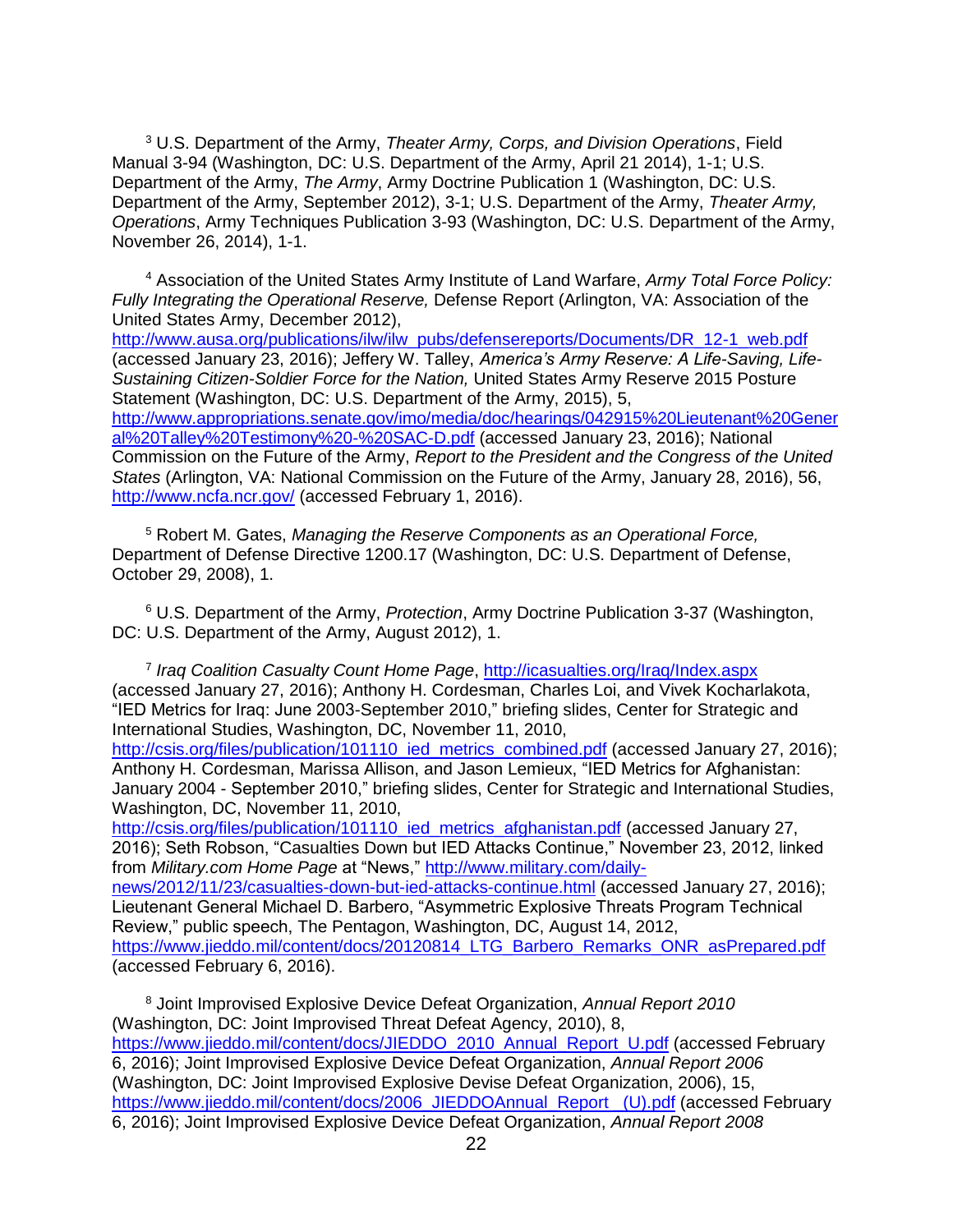[3] U.S. Department of the Army, *Theater Army, Corps, and Division Operations*, Field Manual 3-94 (Washington, DC: U.S. Department of the Army, April 21 2014), 1-1; U.S. Department of the Army, *The Army*, Army Doctrine Publication 1 (Washington, DC: U.S. Department of the Army, September 2012), 3-1; U.S. Department of the Army, *Theater Army, Operations*, Army Techniques Publication 3-93 (Washington, DC: U.S. Department of the Army, November 26, 2014), 1-1.

[4] Association of the United States Army Institute of Land Warfare, *Army Total Force Policy: Fully Integrating the Operational Reserve,* Defense Report (Arlington, VA: Association of the United States Army, December 2012), http://www.ausa.org/publications/ilw/ilw_pubs/defensereports/Documents/DR_12-1_web.pdf (accessed January 23, 2016); Jeffery W. Talley, *America's Army Reserve: A Life-Saving, Life-Sustaining Citizen-Soldier Force for the Nation,* United States Army Reserve 2015 Posture Statement (Washington, DC: U.S. Department of the Army, 2015), 5, http://www.appropriations.senate.gov/imo/media/doc/hearings/042915%20Lieutenant%20General%20Talley%20Testimony%20-%20SAC-D.pdf (accessed January 23, 2016); National Commission on the Future of the Army, *Report to the President and the Congress of the United States* (Arlington, VA: National Commission on the Future of the Army, January 28, 2016), 56, http://www.ncfa.ncr.gov/ (accessed February 1, 2016).

[5] Robert M. Gates, *Managing the Reserve Components as an Operational Force,* Department of Defense Directive 1200.17 (Washington, DC: U.S. Department of Defense, October 29, 2008), 1.

[6] U.S. Department of the Army, *Protection*, Army Doctrine Publication 3-37 (Washington, DC: U.S. Department of the Army, August 2012), 1.

[7] *Iraq Coalition Casualty Count Home Page*, http://icasualties.org/Iraq/Index.aspx (accessed January 27, 2016); Anthony H. Cordesman, Charles Loi, and Vivek Kocharlakota, "IED Metrics for Iraq: June 2003-September 2010," briefing slides, Center for Strategic and International Studies, Washington, DC, November 11, 2010, http://csis.org/files/publication/101110_ied_metrics_combined.pdf (accessed January 27, 2016); Anthony H. Cordesman, Marissa Allison, and Jason Lemieux, "IED Metrics for Afghanistan: January 2004 - September 2010," briefing slides, Center for Strategic and International Studies, Washington, DC, November 11, 2010, http://csis.org/files/publication/101110_ied_metrics_afghanistan.pdf (accessed January 27, 2016); Seth Robson, "Casualties Down but IED Attacks Continue," November 23, 2012, linked from *Military.com Home Page* at "News," http://www.military.com/daily-news/2012/11/23/casualties-down-but-ied-attacks-continue.html (accessed January 27, 2016); Lieutenant General Michael D. Barbero, "Asymmetric Explosive Threats Program Technical Review," public speech, The Pentagon, Washington, DC, August 14, 2012, https://www.jieddo.mil/content/docs/20120814_LTG_Barbero_Remarks_ONR_asPrepared.pdf (accessed February 6, 2016).

[8] Joint Improvised Explosive Device Defeat Organization, *Annual Report 2010* (Washington, DC: Joint Improvised Threat Defeat Agency, 2010), 8, https://www.jieddo.mil/content/docs/JIEDDO_2010_Annual_Report_U.pdf (accessed February 6, 2016); Joint Improvised Explosive Device Defeat Organization, *Annual Report 2006* (Washington, DC: Joint Improvised Explosive Devise Defeat Organization, 2006), 15, https://www.jieddo.mil/content/docs/2006_JIEDDOAnnual_Report_(U).pdf (accessed February 6, 2016); Joint Improvised Explosive Device Defeat Organization, *Annual Report 2008*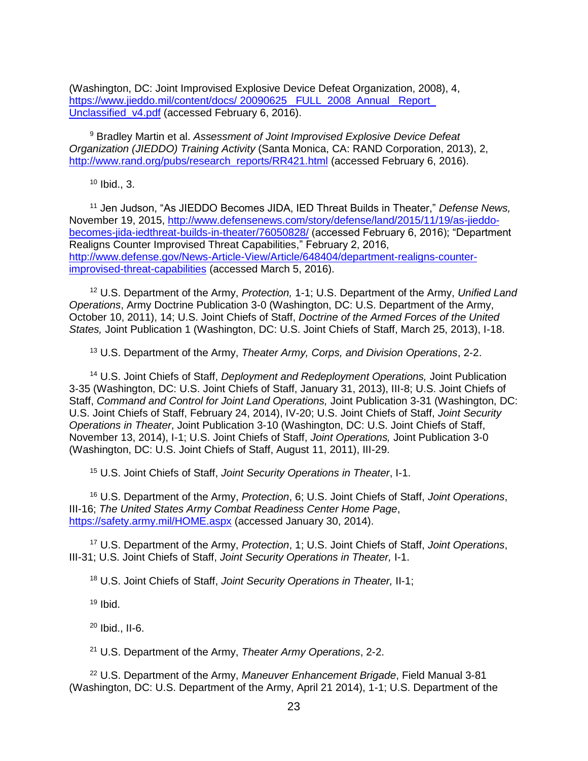(Washington, DC: Joint Improvised Explosive Device Defeat Organization, 2008), 4, https://www.jieddo.mil/content/docs/ 20090625_FULL_2008_Annual_Report_Unclassified_v4.pdf (accessed February 6, 2016).

[9] Bradley Martin et al. *Assessment of Joint Improvised Explosive Device Defeat Organization (JIEDDO) Training Activity* (Santa Monica, CA: RAND Corporation, 2013), 2, http://www.rand.org/pubs/research_reports/RR421.html (accessed February 6, 2016).

[10] Ibid., 3.

[11] Jen Judson, "As JIEDDO Becomes JIDA, IED Threat Builds in Theater," *Defense News,* November 19, 2015, http://www.defensenews.com/story/defense/land/2015/11/19/as-jieddo-becomes-jida-iedthreat-builds-in-theater/76050828/ (accessed February 6, 2016); "Department Realigns Counter Improvised Threat Capabilities," February 2, 2016, http://www.defense.gov/News-Article-View/Article/648404/department-realigns-counter-improvised-threat-capabilities (accessed March 5, 2016).

[12] U.S. Department of the Army, *Protection,* 1-1; U.S. Department of the Army, *Unified Land Operations*, Army Doctrine Publication 3-0 (Washington, DC: U.S. Department of the Army, October 10, 2011), 14; U.S. Joint Chiefs of Staff, *Doctrine of the Armed Forces of the United States,* Joint Publication 1 (Washington, DC: U.S. Joint Chiefs of Staff, March 25, 2013), I-18.

[13] U.S. Department of the Army, *Theater Army, Corps, and Division Operations*, 2-2.

[14] U.S. Joint Chiefs of Staff, *Deployment and Redeployment Operations,* Joint Publication 3-35 (Washington, DC: U.S. Joint Chiefs of Staff, January 31, 2013), III-8; U.S. Joint Chiefs of Staff, *Command and Control for Joint Land Operations,* Joint Publication 3-31 (Washington, DC: U.S. Joint Chiefs of Staff, February 24, 2014), IV-20; U.S. Joint Chiefs of Staff, *Joint Security Operations in Theater*, Joint Publication 3-10 (Washington, DC: U.S. Joint Chiefs of Staff, November 13, 2014), I-1; U.S. Joint Chiefs of Staff, *Joint Operations,* Joint Publication 3-0 (Washington, DC: U.S. Joint Chiefs of Staff, August 11, 2011), III-29.

[15] U.S. Joint Chiefs of Staff, *Joint Security Operations in Theater*, I-1.

[16] U.S. Department of the Army, *Protection*, 6; U.S. Joint Chiefs of Staff, *Joint Operations*, III-16; *The United States Army Combat Readiness Center Home Page*, https://safety.army.mil/HOME.aspx (accessed January 30, 2014).

[17] U.S. Department of the Army, *Protection*, 1; U.S. Joint Chiefs of Staff, *Joint Operations*, III-31; U.S. Joint Chiefs of Staff, *Joint Security Operations in Theater,* I-1.

[18] U.S. Joint Chiefs of Staff, *Joint Security Operations in Theater,* II-1;

[19] Ibid.

[20] Ibid., II-6.

[21] U.S. Department of the Army, *Theater Army Operations*, 2-2.

[22] U.S. Department of the Army, *Maneuver Enhancement Brigade*, Field Manual 3-81 (Washington, DC: U.S. Department of the Army, April 21 2014), 1-1; U.S. Department of the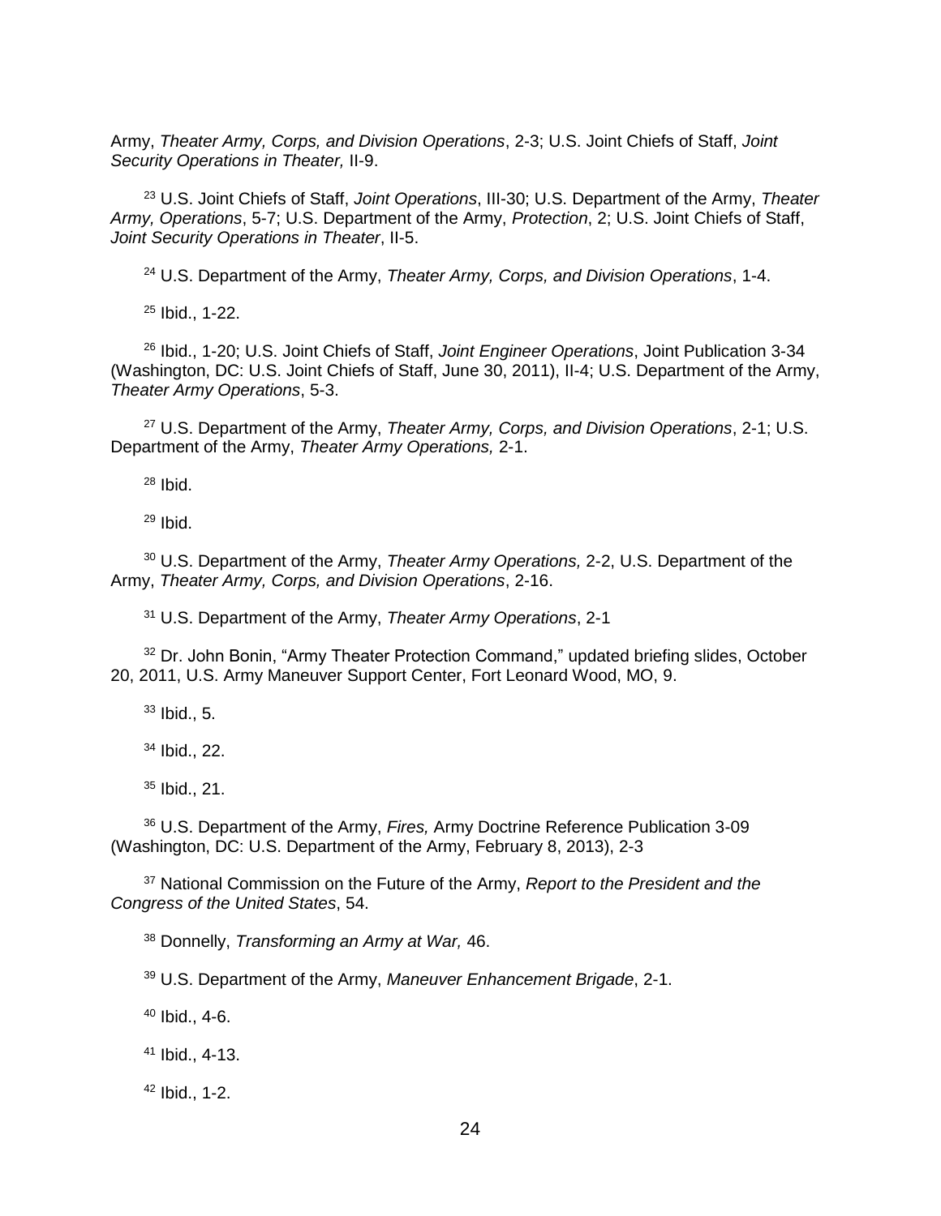Army, *Theater Army, Corps, and Division Operations*, 2-3; U.S. Joint Chiefs of Staff, *Joint Security Operations in Theater,* II-9.

[23] U.S. Joint Chiefs of Staff, *Joint Operations*, III-30; U.S. Department of the Army, *Theater Army, Operations*, 5-7; U.S. Department of the Army, *Protection*, 2; U.S. Joint Chiefs of Staff, *Joint Security Operations in Theater*, II-5.

[24] U.S. Department of the Army, *Theater Army, Corps, and Division Operations*, 1-4.

[25] Ibid., 1-22.

[26] Ibid., 1-20; U.S. Joint Chiefs of Staff, *Joint Engineer Operations*, Joint Publication 3-34 (Washington, DC: U.S. Joint Chiefs of Staff, June 30, 2011), II-4; U.S. Department of the Army, *Theater Army Operations*, 5-3.

[27] U.S. Department of the Army, *Theater Army, Corps, and Division Operations*, 2-1; U.S. Department of the Army, *Theater Army Operations,* 2-1.

[28] Ibid.

[29] Ibid.

[30] U.S. Department of the Army, *Theater Army Operations,* 2-2, U.S. Department of the Army, *Theater Army, Corps, and Division Operations*, 2-16.

[31] U.S. Department of the Army, *Theater Army Operations*, 2-1

[32] Dr. John Bonin, "Army Theater Protection Command," updated briefing slides, October 20, 2011, U.S. Army Maneuver Support Center, Fort Leonard Wood, MO, 9.

[33] Ibid., 5.

[34] Ibid., 22.

[35] Ibid., 21.

[36] U.S. Department of the Army, *Fires,* Army Doctrine Reference Publication 3-09 (Washington, DC: U.S. Department of the Army, February 8, 2013), 2-3

[37] National Commission on the Future of the Army, *Report to the President and the Congress of the United States*, 54.

[38] Donnelly, *Transforming an Army at War,* 46.

[39] U.S. Department of the Army, *Maneuver Enhancement Brigade*, 2-1.

[40] Ibid., 4-6.

[41] Ibid., 4-13.

[42] Ibid., 1-2.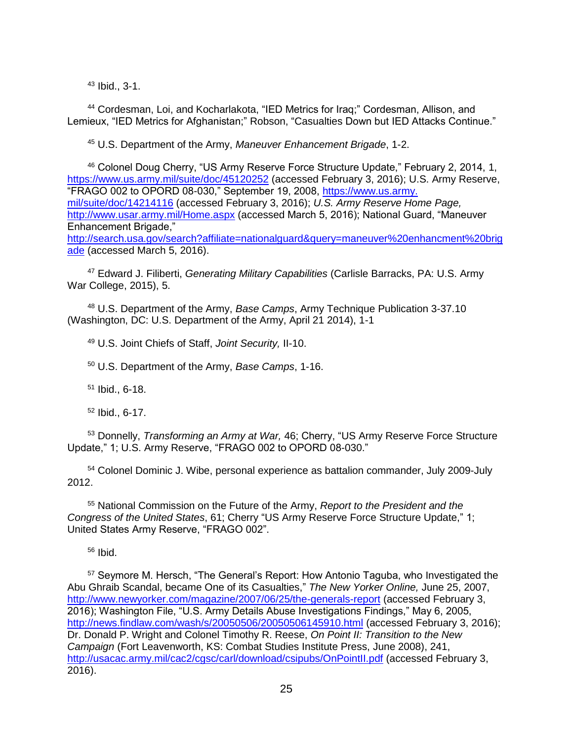[43] Ibid., 3-1.

[44] Cordesman, Loi, and Kocharlakota, "IED Metrics for Iraq;" Cordesman, Allison, and Lemieux, "IED Metrics for Afghanistan;" Robson, "Casualties Down but IED Attacks Continue."

[45] U.S. Department of the Army, *Maneuver Enhancement Brigade*, 1-2.

[46] Colonel Doug Cherry, "US Army Reserve Force Structure Update," February 2, 2014, 1, https://www.us.army.mil/suite/doc/45120252 (accessed February 3, 2016); U.S. Army Reserve, "FRAGO 002 to OPORD 08-030," September 19, 2008, https://www.us.army.mil/suite/doc/14214116 (accessed February 3, 2016); *U.S. Army Reserve Home Page,* http://www.usar.army.mil/Home.aspx (accessed March 5, 2016); National Guard, "Maneuver Enhancement Brigade," http://search.usa.gov/search?affiliate=nationalguard&query=maneuver%20enhancment%20brigade (accessed March 5, 2016).

[47] Edward J. Filiberti, *Generating Military Capabilities* (Carlisle Barracks, PA: U.S. Army War College, 2015), 5.

[48] U.S. Department of the Army, *Base Camps*, Army Technique Publication 3-37.10 (Washington, DC: U.S. Department of the Army, April 21 2014), 1-1

[49] U.S. Joint Chiefs of Staff, *Joint Security,* II-10.

[50] U.S. Department of the Army, *Base Camps*, 1-16.

[51] Ibid., 6-18.

[52] Ibid., 6-17.

[53] Donnelly, *Transforming an Army at War,* 46; Cherry, "US Army Reserve Force Structure Update," 1; U.S. Army Reserve, "FRAGO 002 to OPORD 08-030."

[54] Colonel Dominic J. Wibe, personal experience as battalion commander, July 2009-July 2012.

[55] National Commission on the Future of the Army, *Report to the President and the Congress of the United States*, 61; Cherry "US Army Reserve Force Structure Update," 1; United States Army Reserve, "FRAGO 002".

[56] Ibid.

[57] Seymore M. Hersch, "The General's Report: How Antonio Taguba, who Investigated the Abu Ghraib Scandal, became One of its Casualties," *The New Yorker Online,* June 25, 2007, http://www.newyorker.com/magazine/2007/06/25/the-generals-report (accessed February 3, 2016); Washington File, "U.S. Army Details Abuse Investigations Findings," May 6, 2005, http://news.findlaw.com/wash/s/20050506/20050506145910.html (accessed February 3, 2016); Dr. Donald P. Wright and Colonel Timothy R. Reese, *On Point II: Transition to the New Campaign* (Fort Leavenworth, KS: Combat Studies Institute Press, June 2008), 241, http://usacac.army.mil/cac2/cgsc/carl/download/csipubs/OnPointII.pdf (accessed February 3, 2016).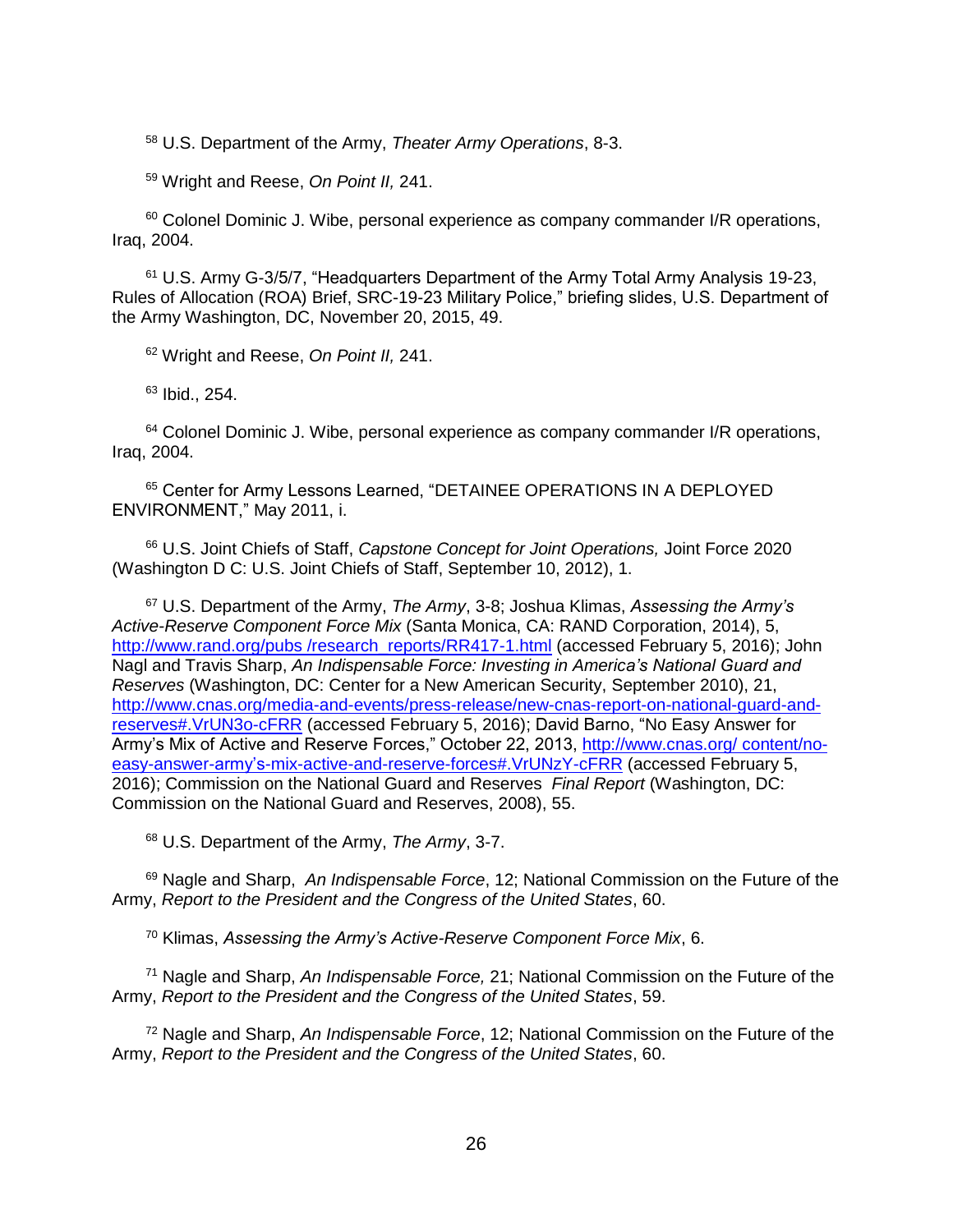[58] U.S. Department of the Army, *Theater Army Operations*, 8-3.

[59] Wright and Reese, *On Point II,* 241.

[60] Colonel Dominic J. Wibe, personal experience as company commander I/R operations, Iraq, 2004.

[61] U.S. Army G-3/5/7, "Headquarters Department of the Army Total Army Analysis 19-23, Rules of Allocation (ROA) Brief, SRC-19-23 Military Police," briefing slides, U.S. Department of the Army Washington, DC, November 20, 2015, 49.

[62] Wright and Reese, *On Point II,* 241.

[63] Ibid., 254.

[64] Colonel Dominic J. Wibe, personal experience as company commander I/R operations, Iraq, 2004.

[65] Center for Army Lessons Learned, "DETAINEE OPERATIONS IN A DEPLOYED ENVIRONMENT," May 2011, i.

[66] U.S. Joint Chiefs of Staff, *Capstone Concept for Joint Operations,* Joint Force 2020 (Washington D C: U.S. Joint Chiefs of Staff, September 10, 2012), 1.

[67] U.S. Department of the Army, *The Army*, 3-8; Joshua Klimas, *Assessing the Army's Active-Reserve Component Force Mix* (Santa Monica, CA: RAND Corporation, 2014), 5, http://www.rand.org/pubs /research_reports/RR417-1.html (accessed February 5, 2016); John Nagl and Travis Sharp, *An Indispensable Force: Investing in America's National Guard and Reserves* (Washington, DC: Center for a New American Security, September 2010), 21, http://www.cnas.org/media-and-events/press-release/new-cnas-report-on-national-guard-and-reserves#.VrUN3o-cFRR (accessed February 5, 2016); David Barno, "No Easy Answer for Army's Mix of Active and Reserve Forces," October 22, 2013, http://www.cnas.org/ content/no-easy-answer-army's-mix-active-and-reserve-forces#.VrUNzY-cFRR (accessed February 5, 2016); Commission on the National Guard and Reserves *Final Report* (Washington, DC: Commission on the National Guard and Reserves, 2008), 55.

[68] U.S. Department of the Army, *The Army*, 3-7.

[69] Nagle and Sharp, *An Indispensable Force*, 12; National Commission on the Future of the Army, *Report to the President and the Congress of the United States*, 60.

[70] Klimas, *Assessing the Army's Active-Reserve Component Force Mix*, 6.

[71] Nagle and Sharp, *An Indispensable Force,* 21; National Commission on the Future of the Army, *Report to the President and the Congress of the United States*, 59.

[72] Nagle and Sharp, *An Indispensable Force*, 12; National Commission on the Future of the Army, *Report to the President and the Congress of the United States*, 60.